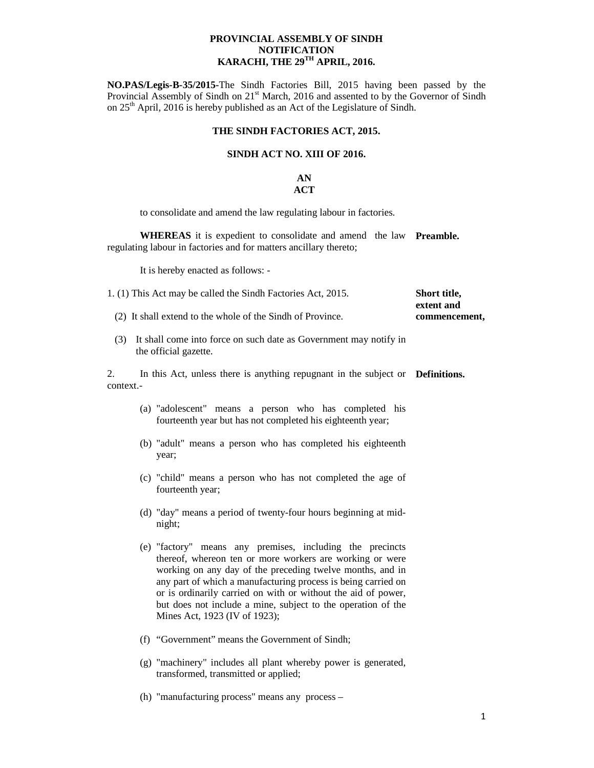**PROVINCIAL ASSEMBLY OF SINDH**
**NOTIFICATION**
**KARACHI, THE 29TH APRIL, 2016.**

**NO.PAS/Legis-B-35/2015-**The Sindh Factories Bill, 2015 having been passed by the Provincial Assembly of Sindh on 21st March, 2016 and assented to by the Governor of Sindh on 25th April, 2016 is hereby published as an Act of the Legislature of Sindh.

# THE SINDH FACTORIES ACT, 2015.

## SINDH ACT NO. XIII OF 2016.

## AN ACT

to consolidate and amend the law regulating labour in factories.

**Preamble.**

**WHEREAS** it is expedient to consolidate and amend the law regulating labour in factories and for matters ancillary thereto;

It is hereby enacted as follows: -

**Short title, extent and commencement,**

1. (1) This Act may be called the Sindh Factories Act, 2015.

(2) It shall extend to the whole of the Sindh of Province.

(3) It shall come into force on such date as Government may notify in the official gazette.

**Definitions.**

2. In this Act, unless there is anything repugnant in the subject or context.-

(a) "adolescent" means a person who has completed his fourteenth year but has not completed his eighteenth year;

(b) "adult" means a person who has completed his eighteenth year;

(c) "child" means a person who has not completed the age of fourteenth year;

(d) "day" means a period of twenty-four hours beginning at mid-night;

(e) "factory" means any premises, including the precincts thereof, whereon ten or more workers are working or were working on any day of the preceding twelve months, and in any part of which a manufacturing process is being carried on or is ordinarily carried on with or without the aid of power, but does not include a mine, subject to the operation of the Mines Act, 1923 (IV of 1923);

(f) “Government” means the Government of Sindh;

(g) "machinery" includes all plant whereby power is generated, transformed, transmitted or applied;

(h) "manufacturing process" means any process –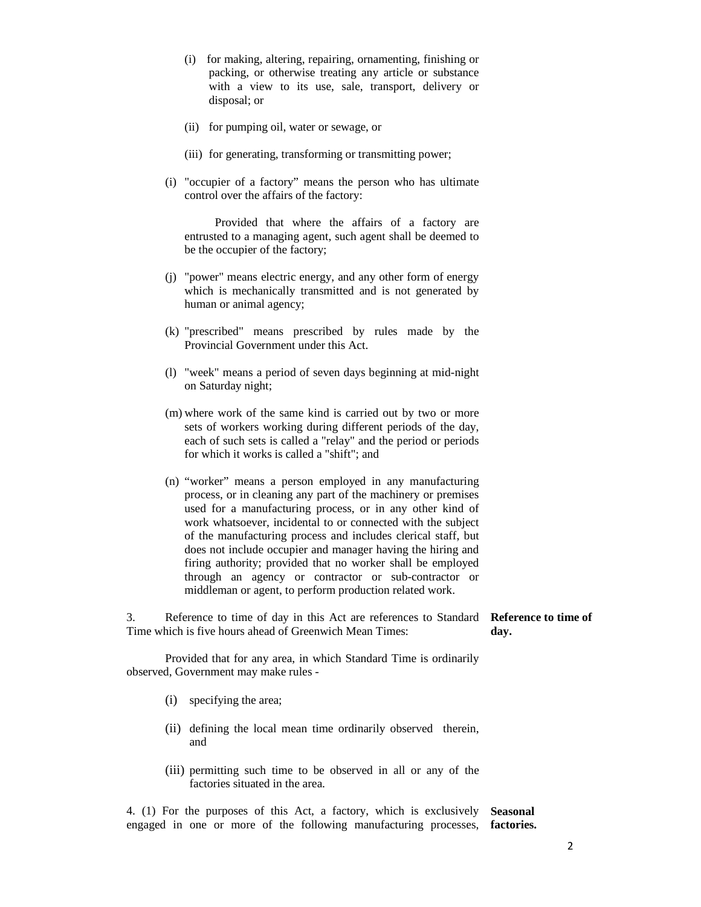(i) for making, altering, repairing, ornamenting, finishing or packing, or otherwise treating any article or substance with a view to its use, sale, transport, delivery or disposal; or

(ii) for pumping oil, water or sewage, or

(iii) for generating, transforming or transmitting power;

(i) "occupier of a factory" means the person who has ultimate control over the affairs of the factory:

Provided that where the affairs of a factory are entrusted to a managing agent, such agent shall be deemed to be the occupier of the factory;

(j) "power" means electric energy, and any other form of energy which is mechanically transmitted and is not generated by human or animal agency;

(k) "prescribed" means prescribed by rules made by the Provincial Government under this Act.

(l) "week" means a period of seven days beginning at mid-night on Saturday night;

(m) where work of the same kind is carried out by two or more sets of workers working during different periods of the day, each of such sets is called a "relay" and the period or periods for which it works is called a "shift"; and

(n) "worker" means a person employed in any manufacturing process, or in cleaning any part of the machinery or premises used for a manufacturing process, or in any other kind of work whatsoever, incidental to or connected with the subject of the manufacturing process and includes clerical staff, but does not include occupier and manager having the hiring and firing authority; provided that no worker shall be employed through an agency or contractor or sub-contractor or middleman or agent, to perform production related work.

**Reference to time of day.**

3. Reference to time of day in this Act are references to Standard Time which is five hours ahead of Greenwich Mean Times:

Provided that for any area, in which Standard Time is ordinarily observed, Government may make rules -

(i) specifying the area;

(ii) defining the local mean time ordinarily observed therein, and

(iii) permitting such time to be observed in all or any of the factories situated in the area.

**Seasonal factories.**

4. (1) For the purposes of this Act, a factory, which is exclusively engaged in one or more of the following manufacturing processes,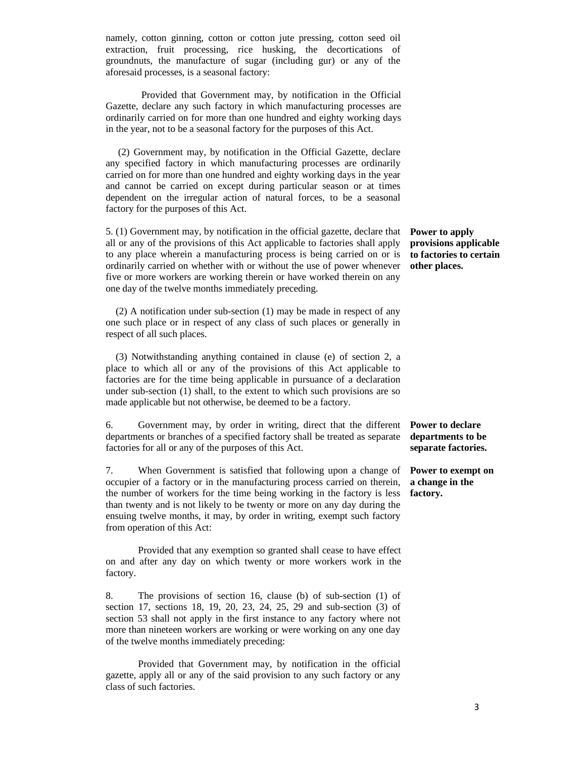namely, cotton ginning, cotton or cotton jute pressing, cotton seed oil extraction, fruit processing, rice husking, the decortications of groundnuts, the manufacture of sugar (including gur) or any of the aforesaid processes, is a seasonal factory:

Provided that Government may, by notification in the Official Gazette, declare any such factory in which manufacturing processes are ordinarily carried on for more than one hundred and eighty working days in the year, not to be a seasonal factory for the purposes of this Act.

(2) Government may, by notification in the Official Gazette, declare any specified factory in which manufacturing processes are ordinarily carried on for more than one hundred and eighty working days in the year and cannot be carried on except during particular season or at times dependent on the irregular action of natural forces, to be a seasonal factory for the purposes of this Act.

**Power to apply provisions applicable to factories to certain other places.**

5. (1) Government may, by notification in the official gazette, declare that all or any of the provisions of this Act applicable to factories shall apply to any place wherein a manufacturing process is being carried on or is ordinarily carried on whether with or without the use of power whenever five or more workers are working therein or have worked therein on any one day of the twelve months immediately preceding.

(2) A notification under sub-section (1) may be made in respect of any one such place or in respect of any class of such places or generally in respect of all such places.

(3) Notwithstanding anything contained in clause (e) of section 2, a place to which all or any of the provisions of this Act applicable to factories are for the time being applicable in pursuance of a declaration under sub-section (1) shall, to the extent to which such provisions are so made applicable but not otherwise, be deemed to be a factory.

**Power to declare departments to be separate factories.**

6. Government may, by order in writing, direct that the different departments or branches of a specified factory shall be treated as separate factories for all or any of the purposes of this Act.

**Power to exempt on a change in the factory.**

7. When Government is satisfied that following upon a change of occupier of a factory or in the manufacturing process carried on therein, the number of workers for the time being working in the factory is less than twenty and is not likely to be twenty or more on any day during the ensuing twelve months, it may, by order in writing, exempt such factory from operation of this Act:

Provided that any exemption so granted shall cease to have effect on and after any day on which twenty or more workers work in the factory.

8. The provisions of section 16, clause (b) of sub-section (1) of section 17, sections 18, 19, 20, 23, 24, 25, 29 and sub-section (3) of section 53 shall not apply in the first instance to any factory where not more than nineteen workers are working or were working on any one day of the twelve months immediately preceding:

Provided that Government may, by notification in the official gazette, apply all or any of the said provision to any such factory or any class of such factories.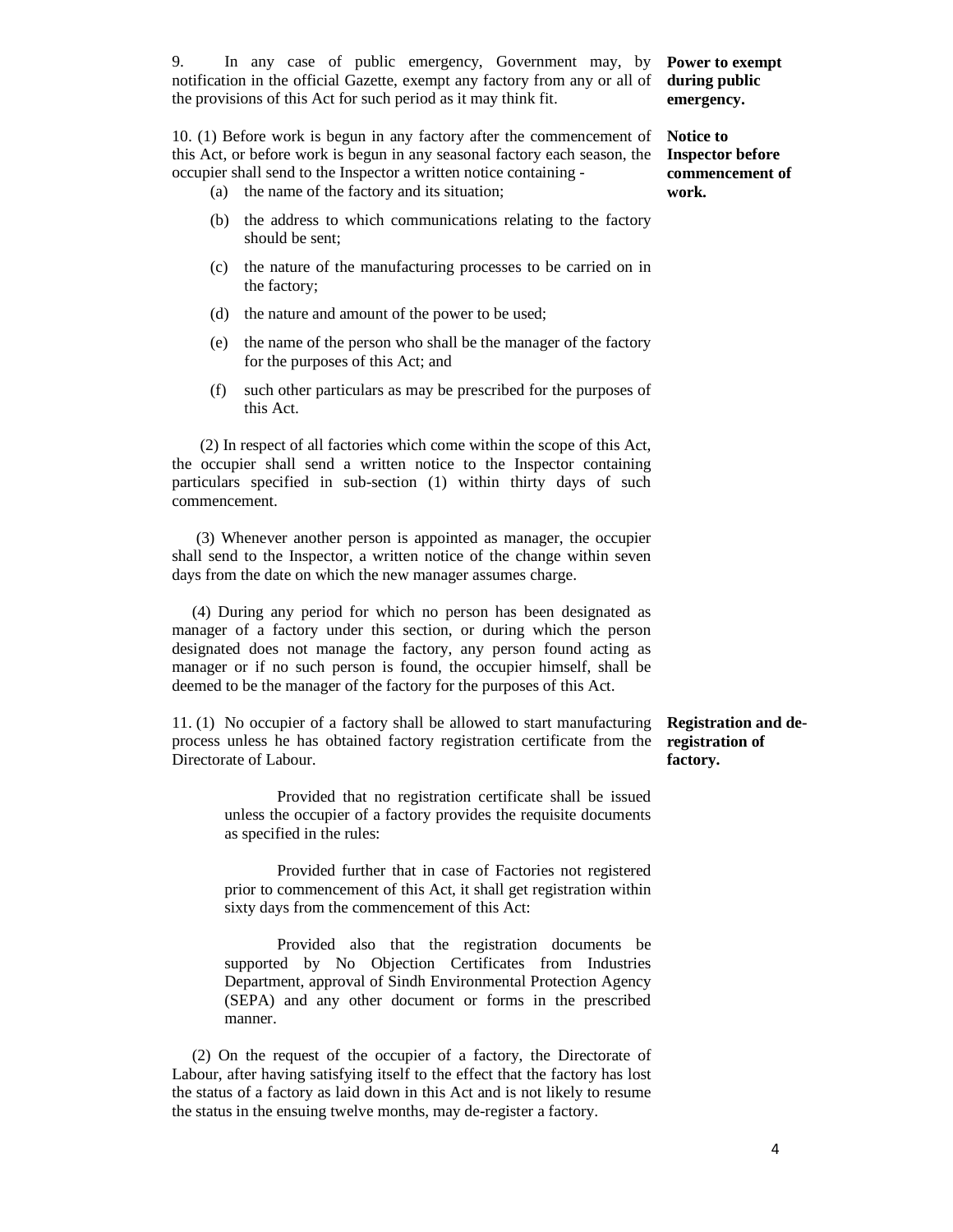9. In any case of public emergency, Government may, by notification in the official Gazette, exempt any factory from any or all of the provisions of this Act for such period as it may think fit.

**Power to exempt during public emergency.**

10. (1) Before work is begun in any factory after the commencement of this Act, or before work is begun in any seasonal factory each season, the occupier shall send to the Inspector a written notice containing -

**Notice to Inspector before commencement of work.**

(a) the name of the factory and its situation;

(b) the address to which communications relating to the factory should be sent;

(c) the nature of the manufacturing processes to be carried on in the factory;

(d) the nature and amount of the power to be used;

(e) the name of the person who shall be the manager of the factory for the purposes of this Act; and

(f) such other particulars as may be prescribed for the purposes of this Act.

(2) In respect of all factories which come within the scope of this Act, the occupier shall send a written notice to the Inspector containing particulars specified in sub-section (1) within thirty days of such commencement.

(3) Whenever another person is appointed as manager, the occupier shall send to the Inspector, a written notice of the change within seven days from the date on which the new manager assumes charge.

(4) During any period for which no person has been designated as manager of a factory under this section, or during which the person designated does not manage the factory, any person found acting as manager or if no such person is found, the occupier himself, shall be deemed to be the manager of the factory for the purposes of this Act.

11. (1) No occupier of a factory shall be allowed to start manufacturing process unless he has obtained factory registration certificate from the Directorate of Labour.

**Registration and de-registration of factory.**

Provided that no registration certificate shall be issued unless the occupier of a factory provides the requisite documents as specified in the rules:

Provided further that in case of Factories not registered prior to commencement of this Act, it shall get registration within sixty days from the commencement of this Act:

Provided also that the registration documents be supported by No Objection Certificates from Industries Department, approval of Sindh Environmental Protection Agency (SEPA) and any other document or forms in the prescribed manner.

(2) On the request of the occupier of a factory, the Directorate of Labour, after having satisfying itself to the effect that the factory has lost the status of a factory as laid down in this Act and is not likely to resume the status in the ensuing twelve months, may de-register a factory.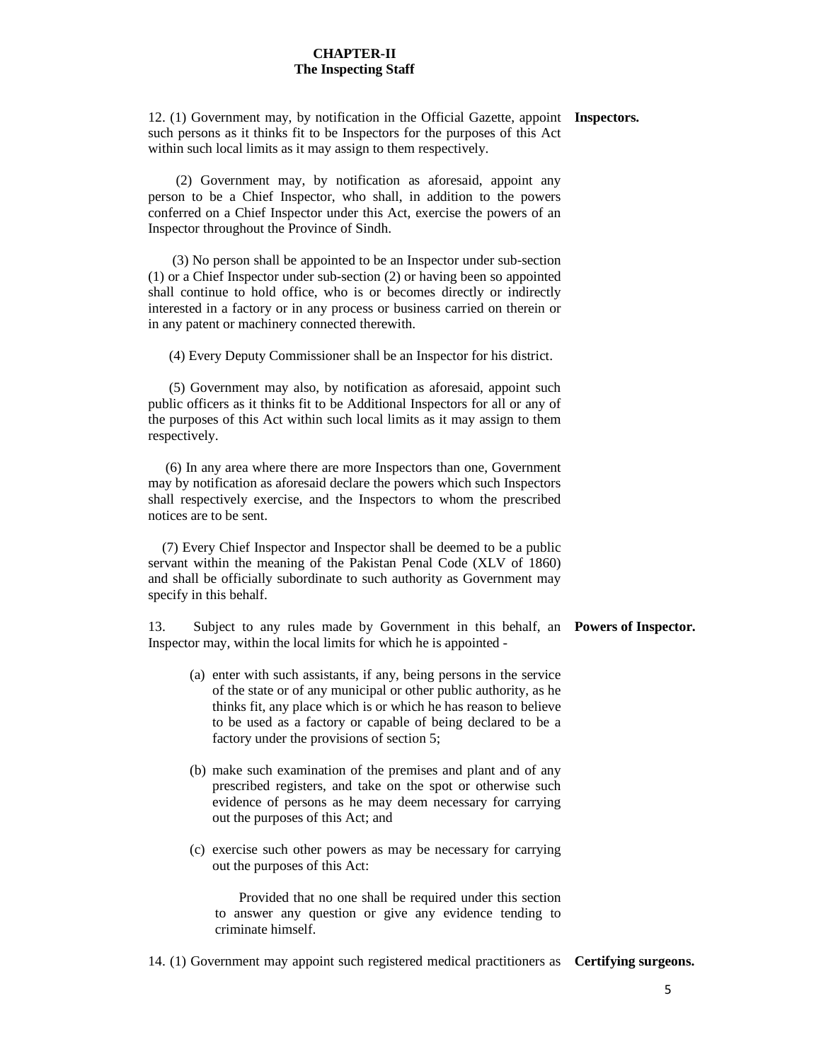## CHAPTER-II
## The Inspecting Staff

**Inspectors.**

12. (1) Government may, by notification in the Official Gazette, appoint such persons as it thinks fit to be Inspectors for the purposes of this Act within such local limits as it may assign to them respectively.

(2) Government may, by notification as aforesaid, appoint any person to be a Chief Inspector, who shall, in addition to the powers conferred on a Chief Inspector under this Act, exercise the powers of an Inspector throughout the Province of Sindh.

(3) No person shall be appointed to be an Inspector under sub-section (1) or a Chief Inspector under sub-section (2) or having been so appointed shall continue to hold office, who is or becomes directly or indirectly interested in a factory or in any process or business carried on therein or in any patent or machinery connected therewith.

(4) Every Deputy Commissioner shall be an Inspector for his district.

(5) Government may also, by notification as aforesaid, appoint such public officers as it thinks fit to be Additional Inspectors for all or any of the purposes of this Act within such local limits as it may assign to them respectively.

(6) In any area where there are more Inspectors than one, Government may by notification as aforesaid declare the powers which such Inspectors shall respectively exercise, and the Inspectors to whom the prescribed notices are to be sent.

(7) Every Chief Inspector and Inspector shall be deemed to be a public servant within the meaning of the Pakistan Penal Code (XLV of 1860) and shall be officially subordinate to such authority as Government may specify in this behalf.

**Powers of Inspector.**

13. Subject to any rules made by Government in this behalf, an Inspector may, within the local limits for which he is appointed -

(a) enter with such assistants, if any, being persons in the service of the state or of any municipal or other public authority, as he thinks fit, any place which is or which he has reason to believe to be used as a factory or capable of being declared to be a factory under the provisions of section 5;

(b) make such examination of the premises and plant and of any prescribed registers, and take on the spot or otherwise such evidence of persons as he may deem necessary for carrying out the purposes of this Act; and

(c) exercise such other powers as may be necessary for carrying out the purposes of this Act:

Provided that no one shall be required under this section to answer any question or give any evidence tending to criminate himself.

**Certifying surgeons.**

14. (1) Government may appoint such registered medical practitioners as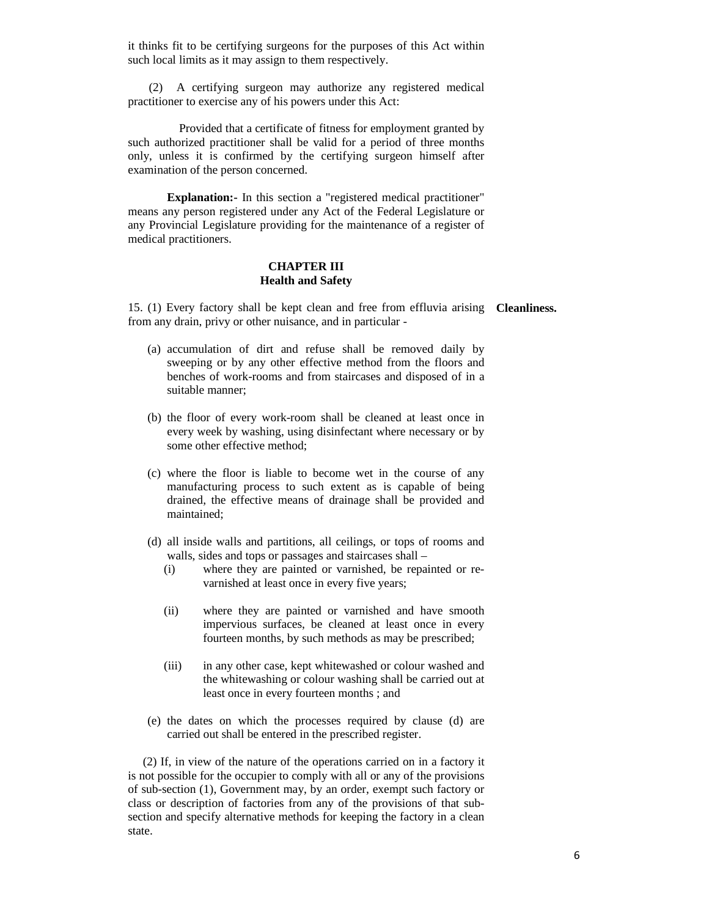it thinks fit to be certifying surgeons for the purposes of this Act within such local limits as it may assign to them respectively.

(2) A certifying surgeon may authorize any registered medical practitioner to exercise any of his powers under this Act:

Provided that a certificate of fitness for employment granted by such authorized practitioner shall be valid for a period of three months only, unless it is confirmed by the certifying surgeon himself after examination of the person concerned.

**Explanation:-** In this section a "registered medical practitioner" means any person registered under any Act of the Federal Legislature or any Provincial Legislature providing for the maintenance of a register of medical practitioners.

## CHAPTER III
## Health and Safety

15. (1) Every factory shall be kept clean and free from effluvia arising from any drain, privy or other nuisance, and in particular - **Cleanliness.**

(a) accumulation of dirt and refuse shall be removed daily by sweeping or by any other effective method from the floors and benches of work-rooms and from staircases and disposed of in a suitable manner;

(b) the floor of every work-room shall be cleaned at least once in every week by washing, using disinfectant where necessary or by some other effective method;

(c) where the floor is liable to become wet in the course of any manufacturing process to such extent as is capable of being drained, the effective means of drainage shall be provided and maintained;

(d) all inside walls and partitions, all ceilings, or tops of rooms and walls, sides and tops or passages and staircases shall –

(i) where they are painted or varnished, be repainted or re-varnished at least once in every five years;

(ii) where they are painted or varnished and have smooth impervious surfaces, be cleaned at least once in every fourteen months, by such methods as may be prescribed;

(iii) in any other case, kept whitewashed or colour washed and the whitewashing or colour washing shall be carried out at least once in every fourteen months ; and

(e) the dates on which the processes required by clause (d) are carried out shall be entered in the prescribed register.

(2) If, in view of the nature of the operations carried on in a factory it is not possible for the occupier to comply with all or any of the provisions of sub-section (1), Government may, by an order, exempt such factory or class or description of factories from any of the provisions of that sub-section and specify alternative methods for keeping the factory in a clean state.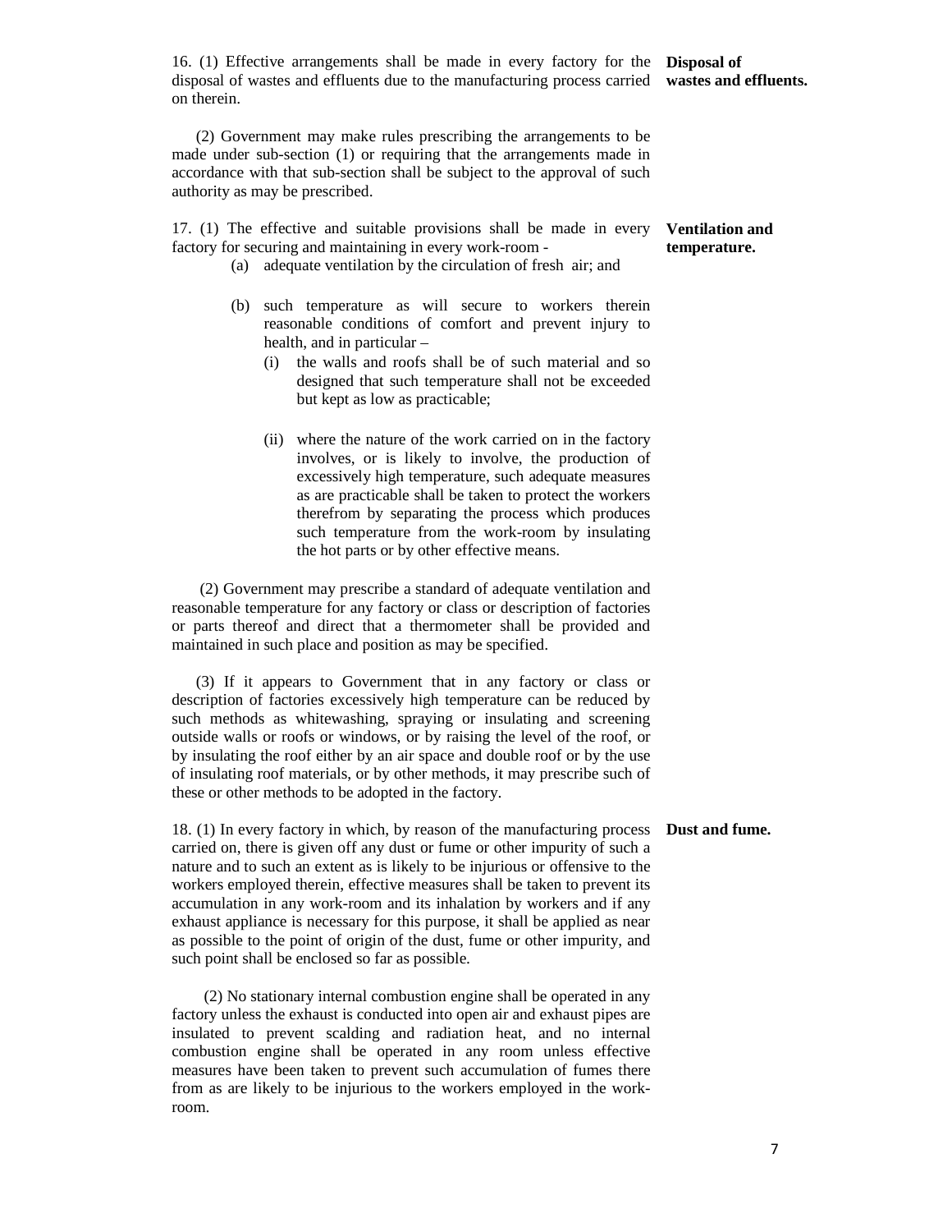**Disposal of wastes and effluents.**

16. (1) Effective arrangements shall be made in every factory for the disposal of wastes and effluents due to the manufacturing process carried on therein.

(2) Government may make rules prescribing the arrangements to be made under sub-section (1) or requiring that the arrangements made in accordance with that sub-section shall be subject to the approval of such authority as may be prescribed.

**Ventilation and temperature.**

17. (1) The effective and suitable provisions shall be made in every factory for securing and maintaining in every work-room -

(a) adequate ventilation by the circulation of fresh air; and

(b) such temperature as will secure to workers therein reasonable conditions of comfort and prevent injury to health, and in particular –

(i) the walls and roofs shall be of such material and so designed that such temperature shall not be exceeded but kept as low as practicable;

(ii) where the nature of the work carried on in the factory involves, or is likely to involve, the production of excessively high temperature, such adequate measures as are practicable shall be taken to protect the workers therefrom by separating the process which produces such temperature from the work-room by insulating the hot parts or by other effective means.

(2) Government may prescribe a standard of adequate ventilation and reasonable temperature for any factory or class or description of factories or parts thereof and direct that a thermometer shall be provided and maintained in such place and position as may be specified.

(3) If it appears to Government that in any factory or class or description of factories excessively high temperature can be reduced by such methods as whitewashing, spraying or insulating and screening outside walls or roofs or windows, or by raising the level of the roof, or by insulating the roof either by an air space and double roof or by the use of insulating roof materials, or by other methods, it may prescribe such of these or other methods to be adopted in the factory.

**Dust and fume.**

18. (1) In every factory in which, by reason of the manufacturing process carried on, there is given off any dust or fume or other impurity of such a nature and to such an extent as is likely to be injurious or offensive to the workers employed therein, effective measures shall be taken to prevent its accumulation in any work-room and its inhalation by workers and if any exhaust appliance is necessary for this purpose, it shall be applied as near as possible to the point of origin of the dust, fume or other impurity, and such point shall be enclosed so far as possible.

(2) No stationary internal combustion engine shall be operated in any factory unless the exhaust is conducted into open air and exhaust pipes are insulated to prevent scalding and radiation heat, and no internal combustion engine shall be operated in any room unless effective measures have been taken to prevent such accumulation of fumes there from as are likely to be injurious to the workers employed in the work-room.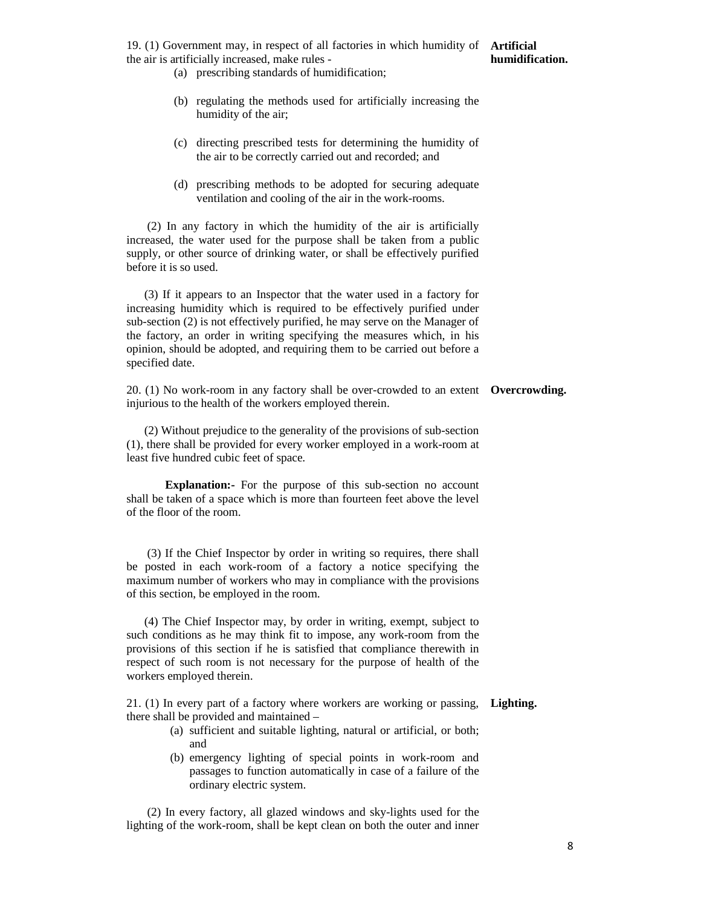19. (1) Government may, in respect of all factories in which humidity of the air is artificially increased, make rules - **Artificial humidification.**

(a) prescribing standards of humidification;

(b) regulating the methods used for artificially increasing the humidity of the air;

(c) directing prescribed tests for determining the humidity of the air to be correctly carried out and recorded; and

(d) prescribing methods to be adopted for securing adequate ventilation and cooling of the air in the work-rooms.

(2) In any factory in which the humidity of the air is artificially increased, the water used for the purpose shall be taken from a public supply, or other source of drinking water, or shall be effectively purified before it is so used.

(3) If it appears to an Inspector that the water used in a factory for increasing humidity which is required to be effectively purified under sub-section (2) is not effectively purified, he may serve on the Manager of the factory, an order in writing specifying the measures which, in his opinion, should be adopted, and requiring them to be carried out before a specified date.

20. (1) No work-room in any factory shall be over-crowded to an extent injurious to the health of the workers employed therein. **Overcrowding.**

(2) Without prejudice to the generality of the provisions of sub-section (1), there shall be provided for every worker employed in a work-room at least five hundred cubic feet of space.

**Explanation:-** For the purpose of this sub-section no account shall be taken of a space which is more than fourteen feet above the level of the floor of the room.

(3) If the Chief Inspector by order in writing so requires, there shall be posted in each work-room of a factory a notice specifying the maximum number of workers who may in compliance with the provisions of this section, be employed in the room.

(4) The Chief Inspector may, by order in writing, exempt, subject to such conditions as he may think fit to impose, any work-room from the provisions of this section if he is satisfied that compliance therewith in respect of such room is not necessary for the purpose of health of the workers employed therein.

21. (1) In every part of a factory where workers are working or passing, there shall be provided and maintained – **Lighting.**

(a) sufficient and suitable lighting, natural or artificial, or both; and

(b) emergency lighting of special points in work-room and passages to function automatically in case of a failure of the ordinary electric system.

(2) In every factory, all glazed windows and sky-lights used for the lighting of the work-room, shall be kept clean on both the outer and inner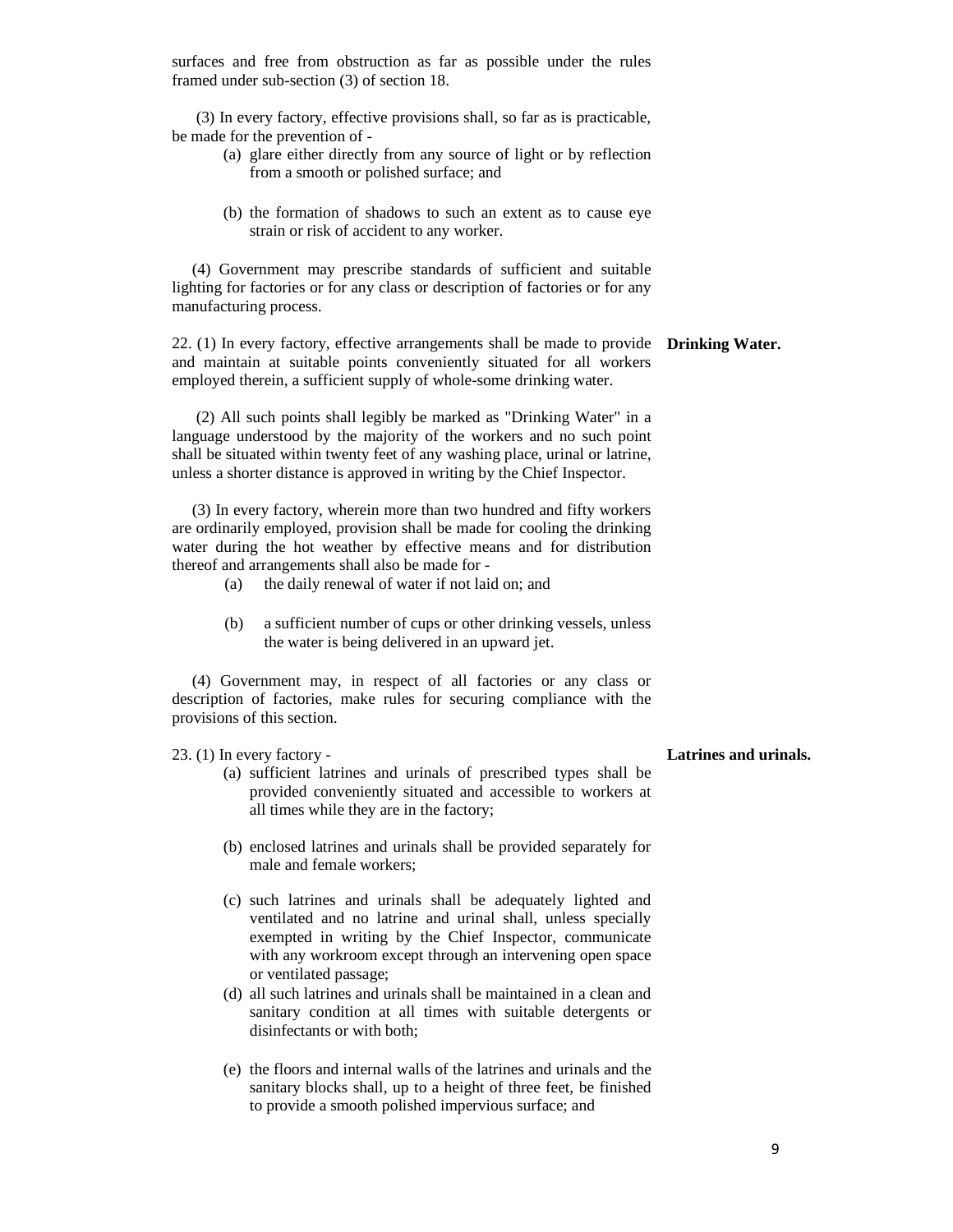surfaces and free from obstruction as far as possible under the rules framed under sub-section (3) of section 18.

(3) In every factory, effective provisions shall, so far as is practicable, be made for the prevention of -

(a) glare either directly from any source of light or by reflection from a smooth or polished surface; and

(b) the formation of shadows to such an extent as to cause eye strain or risk of accident to any worker.

(4) Government may prescribe standards of sufficient and suitable lighting for factories or for any class or description of factories or for any manufacturing process.

**Drinking Water.**

22. (1) In every factory, effective arrangements shall be made to provide and maintain at suitable points conveniently situated for all workers employed therein, a sufficient supply of whole-some drinking water.

(2) All such points shall legibly be marked as "Drinking Water" in a language understood by the majority of the workers and no such point shall be situated within twenty feet of any washing place, urinal or latrine, unless a shorter distance is approved in writing by the Chief Inspector.

(3) In every factory, wherein more than two hundred and fifty workers are ordinarily employed, provision shall be made for cooling the drinking water during the hot weather by effective means and for distribution thereof and arrangements shall also be made for -

(a) the daily renewal of water if not laid on; and

(b) a sufficient number of cups or other drinking vessels, unless the water is being delivered in an upward jet.

(4) Government may, in respect of all factories or any class or description of factories, make rules for securing compliance with the provisions of this section.

**Latrines and urinals.**

23. (1) In every factory -

(a) sufficient latrines and urinals of prescribed types shall be provided conveniently situated and accessible to workers at all times while they are in the factory;

(b) enclosed latrines and urinals shall be provided separately for male and female workers;

(c) such latrines and urinals shall be adequately lighted and ventilated and no latrine and urinal shall, unless specially exempted in writing by the Chief Inspector, communicate with any workroom except through an intervening open space or ventilated passage;

(d) all such latrines and urinals shall be maintained in a clean and sanitary condition at all times with suitable detergents or disinfectants or with both;

(e) the floors and internal walls of the latrines and urinals and the sanitary blocks shall, up to a height of three feet, be finished to provide a smooth polished impervious surface; and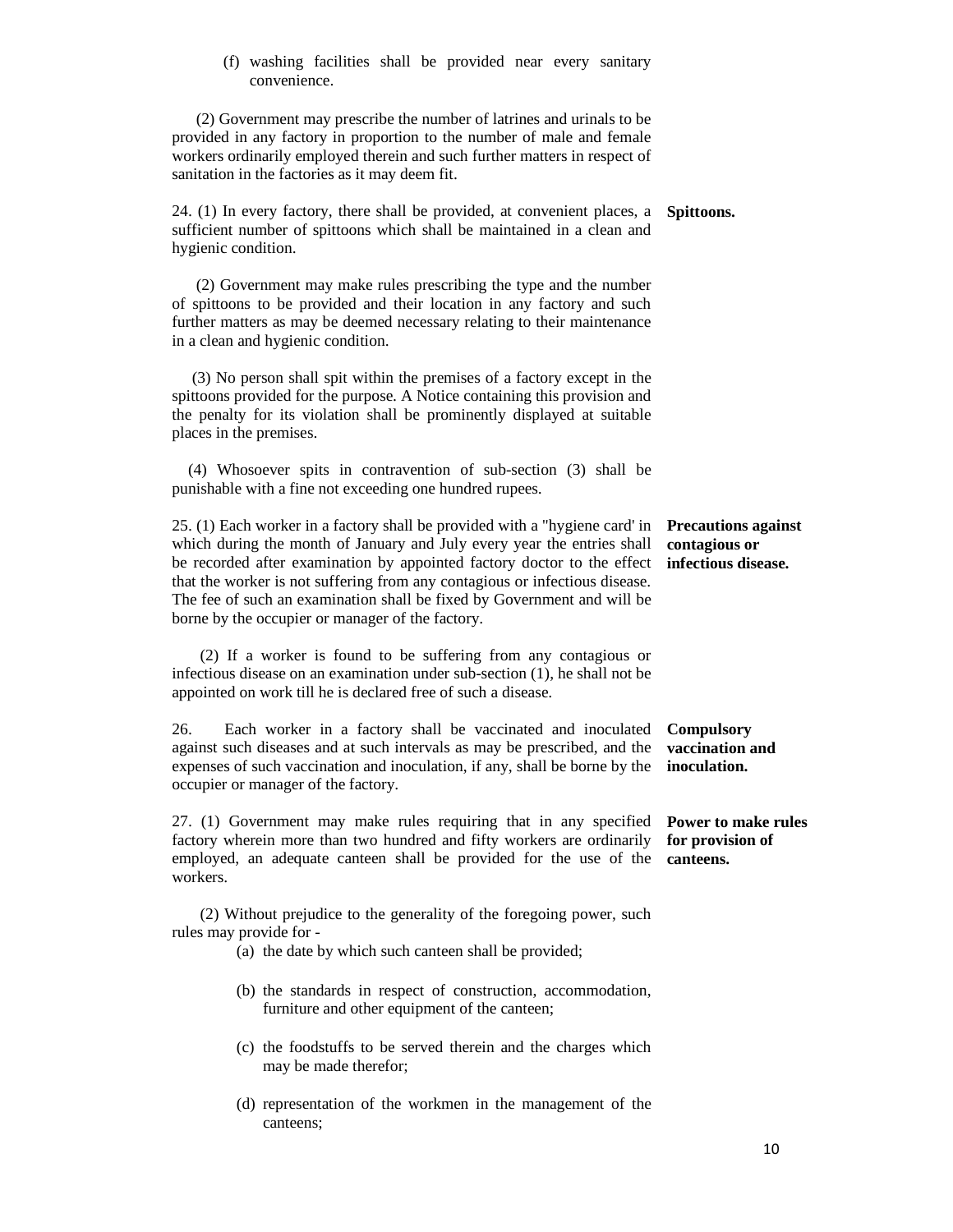(f) washing facilities shall be provided near every sanitary convenience.

(2) Government may prescribe the number of latrines and urinals to be provided in any factory in proportion to the number of male and female workers ordinarily employed therein and such further matters in respect of sanitation in the factories as it may deem fit.

**Spittoons.**

24. (1) In every factory, there shall be provided, at convenient places, a sufficient number of spittoons which shall be maintained in a clean and hygienic condition.

(2) Government may make rules prescribing the type and the number of spittoons to be provided and their location in any factory and such further matters as may be deemed necessary relating to their maintenance in a clean and hygienic condition.

(3) No person shall spit within the premises of a factory except in the spittoons provided for the purpose. A Notice containing this provision and the penalty for its violation shall be prominently displayed at suitable places in the premises.

(4) Whosoever spits in contravention of sub-section (3) shall be punishable with a fine not exceeding one hundred rupees.

**Precautions against contagious or infectious disease.**

25. (1) Each worker in a factory shall be provided with a "hygiene card' in which during the month of January and July every year the entries shall be recorded after examination by appointed factory doctor to the effect that the worker is not suffering from any contagious or infectious disease. The fee of such an examination shall be fixed by Government and will be borne by the occupier or manager of the factory.

(2) If a worker is found to be suffering from any contagious or infectious disease on an examination under sub-section (1), he shall not be appointed on work till he is declared free of such a disease.

**Compulsory vaccination and inoculation.**

26. Each worker in a factory shall be vaccinated and inoculated against such diseases and at such intervals as may be prescribed, and the expenses of such vaccination and inoculation, if any, shall be borne by the occupier or manager of the factory.

**Power to make rules for provision of canteens.**

27. (1) Government may make rules requiring that in any specified factory wherein more than two hundred and fifty workers are ordinarily employed, an adequate canteen shall be provided for the use of the workers.

(2) Without prejudice to the generality of the foregoing power, such rules may provide for -

(a) the date by which such canteen shall be provided;

(b) the standards in respect of construction, accommodation, furniture and other equipment of the canteen;

(c) the foodstuffs to be served therein and the charges which may be made therefor;

(d) representation of the workmen in the management of the canteens;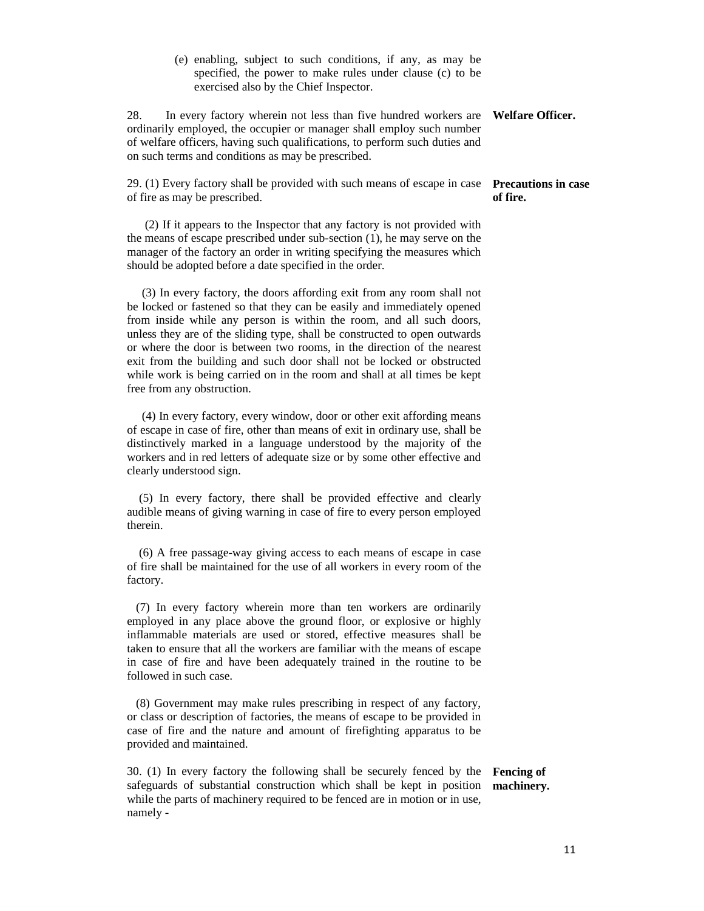(e) enabling, subject to such conditions, if any, as may be specified, the power to make rules under clause (c) to be exercised also by the Chief Inspector.

**Welfare Officer.**

28. In every factory wherein not less than five hundred workers are ordinarily employed, the occupier or manager shall employ such number of welfare officers, having such qualifications, to perform such duties and on such terms and conditions as may be prescribed.

**Precautions in case of fire.**

29. (1) Every factory shall be provided with such means of escape in case of fire as may be prescribed.

(2) If it appears to the Inspector that any factory is not provided with the means of escape prescribed under sub-section (1), he may serve on the manager of the factory an order in writing specifying the measures which should be adopted before a date specified in the order.

(3) In every factory, the doors affording exit from any room shall not be locked or fastened so that they can be easily and immediately opened from inside while any person is within the room, and all such doors, unless they are of the sliding type, shall be constructed to open outwards or where the door is between two rooms, in the direction of the nearest exit from the building and such door shall not be locked or obstructed while work is being carried on in the room and shall at all times be kept free from any obstruction.

(4) In every factory, every window, door or other exit affording means of escape in case of fire, other than means of exit in ordinary use, shall be distinctively marked in a language understood by the majority of the workers and in red letters of adequate size or by some other effective and clearly understood sign.

(5) In every factory, there shall be provided effective and clearly audible means of giving warning in case of fire to every person employed therein.

(6) A free passage-way giving access to each means of escape in case of fire shall be maintained for the use of all workers in every room of the factory.

(7) In every factory wherein more than ten workers are ordinarily employed in any place above the ground floor, or explosive or highly inflammable materials are used or stored, effective measures shall be taken to ensure that all the workers are familiar with the means of escape in case of fire and have been adequately trained in the routine to be followed in such case.

(8) Government may make rules prescribing in respect of any factory, or class or description of factories, the means of escape to be provided in case of fire and the nature and amount of firefighting apparatus to be provided and maintained.

**Fencing of machinery.**

30. (1) In every factory the following shall be securely fenced by the safeguards of substantial construction which shall be kept in position while the parts of machinery required to be fenced are in motion or in use, namely -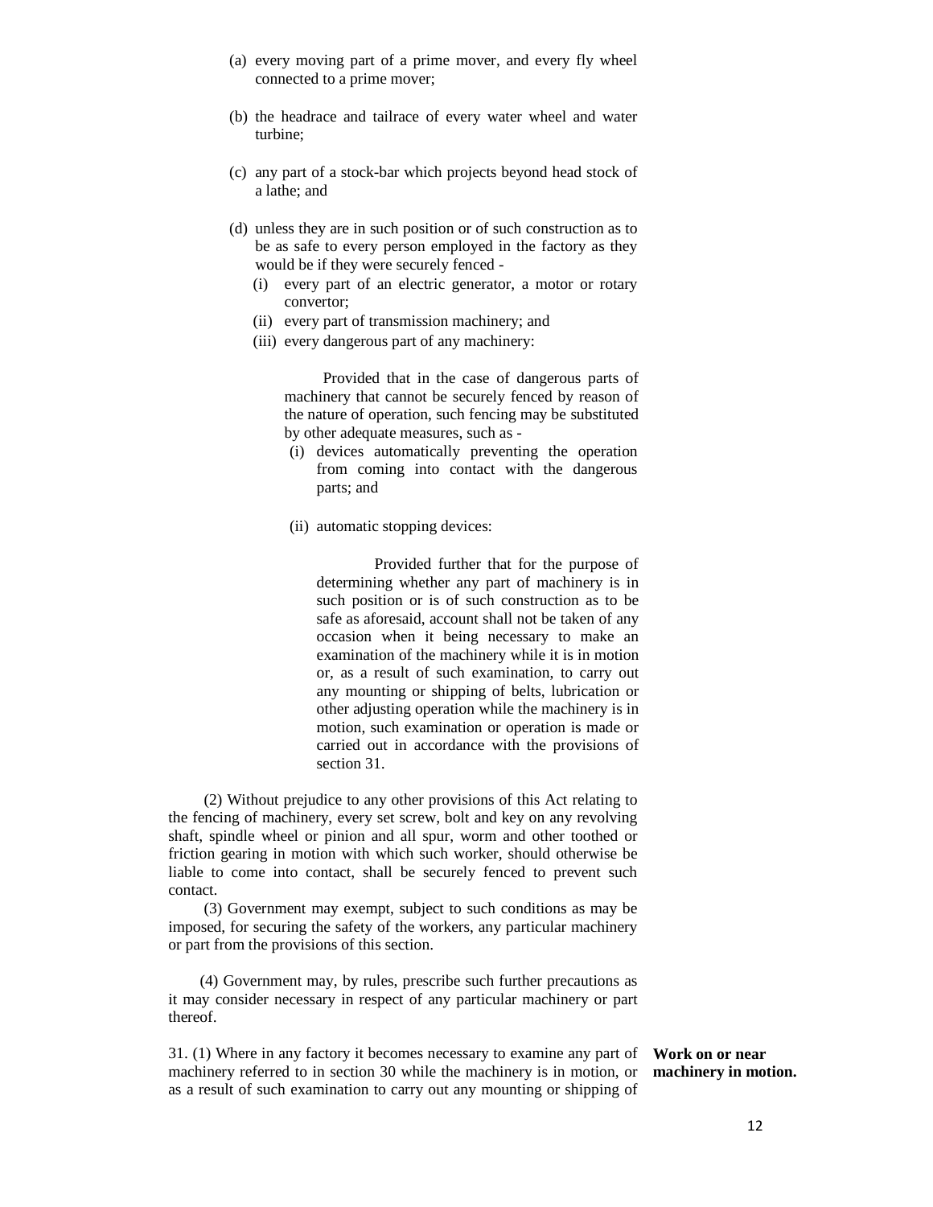(a) every moving part of a prime mover, and every fly wheel connected to a prime mover;

(b) the headrace and tailrace of every water wheel and water turbine;

(c) any part of a stock-bar which projects beyond head stock of a lathe; and

(d) unless they are in such position or of such construction as to be as safe to every person employed in the factory as they would be if they were securely fenced -

   (i) every part of an electric generator, a motor or rotary convertor;

   (ii) every part of transmission machinery; and

   (iii) every dangerous part of any machinery:

   Provided that in the case of dangerous parts of machinery that cannot be securely fenced by reason of the nature of operation, such fencing may be substituted by other adequate measures, such as -

   (i) devices automatically preventing the operation from coming into contact with the dangerous parts; and

   (ii) automatic stopping devices:

   Provided further that for the purpose of determining whether any part of machinery is in such position or is of such construction as to be safe as aforesaid, account shall not be taken of any occasion when it being necessary to make an examination of the machinery while it is in motion or, as a result of such examination, to carry out any mounting or shipping of belts, lubrication or other adjusting operation while the machinery is in motion, such examination or operation is made or carried out in accordance with the provisions of section 31.

(2) Without prejudice to any other provisions of this Act relating to the fencing of machinery, every set screw, bolt and key on any revolving shaft, spindle wheel or pinion and all spur, worm and other toothed or friction gearing in motion with which such worker, should otherwise be liable to come into contact, shall be securely fenced to prevent such contact.

(3) Government may exempt, subject to such conditions as may be imposed, for securing the safety of the workers, any particular machinery or part from the provisions of this section.

(4) Government may, by rules, prescribe such further precautions as it may consider necessary in respect of any particular machinery or part thereof.

**Work on or near machinery in motion.**

31. (1) Where in any factory it becomes necessary to examine any part of machinery referred to in section 30 while the machinery is in motion, or as a result of such examination to carry out any mounting or shipping of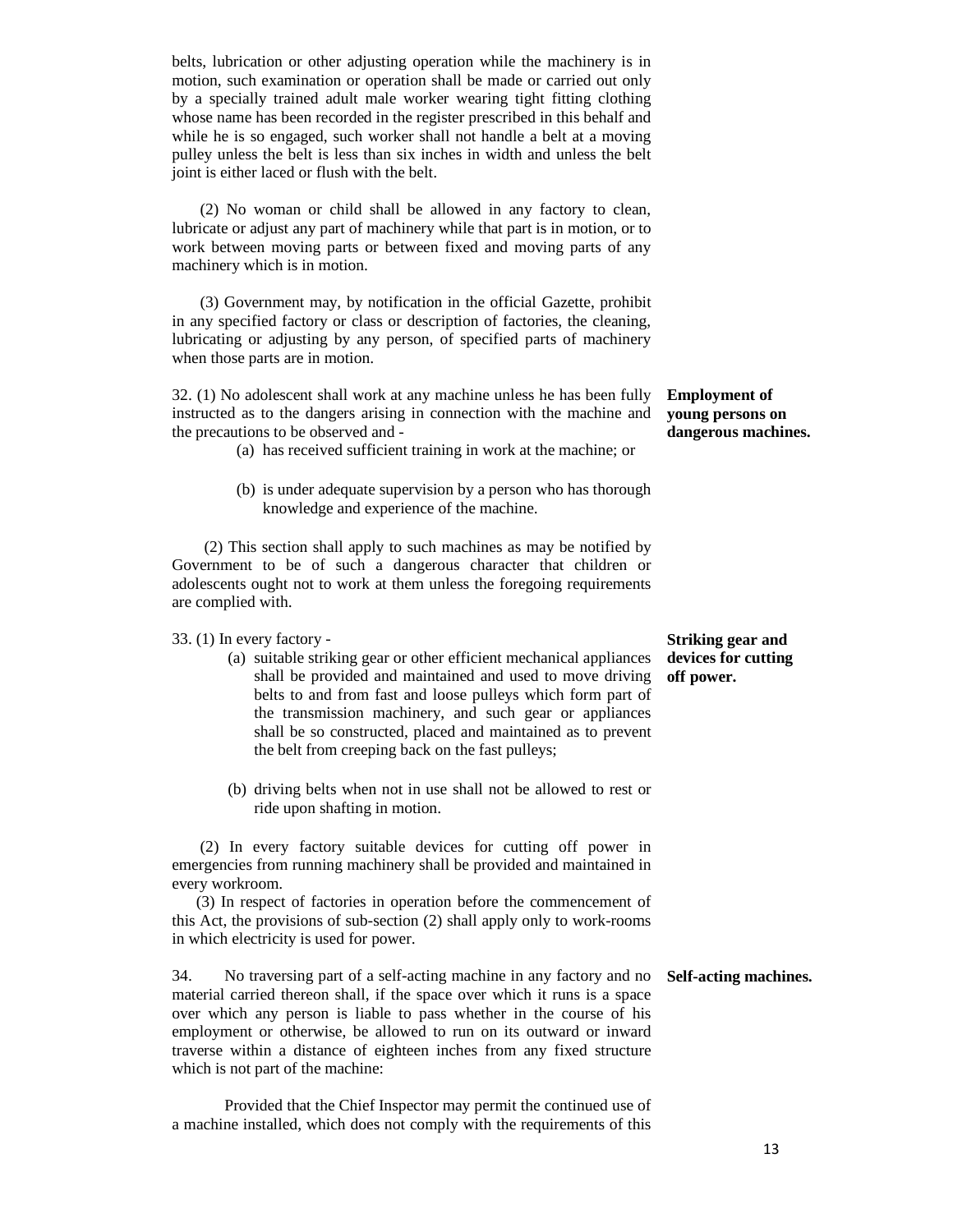belts, lubrication or other adjusting operation while the machinery is in motion, such examination or operation shall be made or carried out only by a specially trained adult male worker wearing tight fitting clothing whose name has been recorded in the register prescribed in this behalf and while he is so engaged, such worker shall not handle a belt at a moving pulley unless the belt is less than six inches in width and unless the belt joint is either laced or flush with the belt.

(2) No woman or child shall be allowed in any factory to clean, lubricate or adjust any part of machinery while that part is in motion, or to work between moving parts or between fixed and moving parts of any machinery which is in motion.

(3) Government may, by notification in the official Gazette, prohibit in any specified factory or class or description of factories, the cleaning, lubricating or adjusting by any person, of specified parts of machinery when those parts are in motion.

**Employment of young persons on dangerous machines.**

32. (1) No adolescent shall work at any machine unless he has been fully instructed as to the dangers arising in connection with the machine and the precautions to be observed and -

(a) has received sufficient training in work at the machine; or

(b) is under adequate supervision by a person who has thorough knowledge and experience of the machine.

(2) This section shall apply to such machines as may be notified by Government to be of such a dangerous character that children or adolescents ought not to work at them unless the foregoing requirements are complied with.

**Striking gear and devices for cutting off power.**

33. (1) In every factory -

(a) suitable striking gear or other efficient mechanical appliances shall be provided and maintained and used to move driving belts to and from fast and loose pulleys which form part of the transmission machinery, and such gear or appliances shall be so constructed, placed and maintained as to prevent the belt from creeping back on the fast pulleys;

(b) driving belts when not in use shall not be allowed to rest or ride upon shafting in motion.

(2) In every factory suitable devices for cutting off power in emergencies from running machinery shall be provided and maintained in every workroom.

(3) In respect of factories in operation before the commencement of this Act, the provisions of sub-section (2) shall apply only to work-rooms in which electricity is used for power.

**Self-acting machines.**

34. No traversing part of a self-acting machine in any factory and no material carried thereon shall, if the space over which it runs is a space over which any person is liable to pass whether in the course of his employment or otherwise, be allowed to run on its outward or inward traverse within a distance of eighteen inches from any fixed structure which is not part of the machine:

Provided that the Chief Inspector may permit the continued use of a machine installed, which does not comply with the requirements of this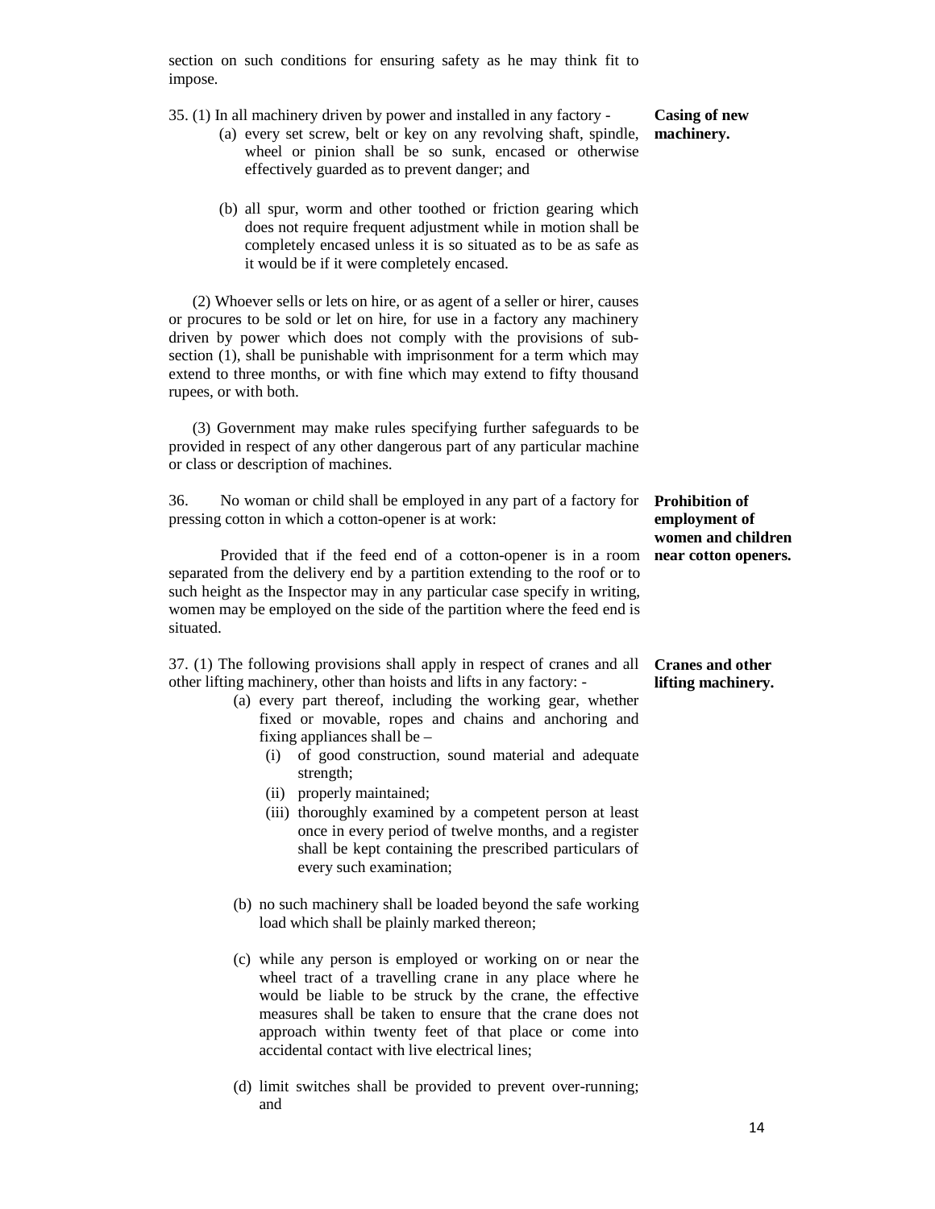section on such conditions for ensuring safety as he may think fit to impose.

**Casing of new machinery.**

35. (1) In all machinery driven by power and installed in any factory -

(a) every set screw, belt or key on any revolving shaft, spindle, wheel or pinion shall be so sunk, encased or otherwise effectively guarded as to prevent danger; and

(b) all spur, worm and other toothed or friction gearing which does not require frequent adjustment while in motion shall be completely encased unless it is so situated as to be as safe as it would be if it were completely encased.

(2) Whoever sells or lets on hire, or as agent of a seller or hirer, causes or procures to be sold or let on hire, for use in a factory any machinery driven by power which does not comply with the provisions of sub-section (1), shall be punishable with imprisonment for a term which may extend to three months, or with fine which may extend to fifty thousand rupees, or with both.

(3) Government may make rules specifying further safeguards to be provided in respect of any other dangerous part of any particular machine or class or description of machines.

**Prohibition of employment of women and children near cotton openers.**

36. No woman or child shall be employed in any part of a factory for pressing cotton in which a cotton-opener is at work:

Provided that if the feed end of a cotton-opener is in a room separated from the delivery end by a partition extending to the roof or to such height as the Inspector may in any particular case specify in writing, women may be employed on the side of the partition where the feed end is situated.

**Cranes and other lifting machinery.**

37. (1) The following provisions shall apply in respect of cranes and all other lifting machinery, other than hoists and lifts in any factory: -

(a) every part thereof, including the working gear, whether fixed or movable, ropes and chains and anchoring and fixing appliances shall be –

(i) of good construction, sound material and adequate strength;

(ii) properly maintained;

(iii) thoroughly examined by a competent person at least once in every period of twelve months, and a register shall be kept containing the prescribed particulars of every such examination;

(b) no such machinery shall be loaded beyond the safe working load which shall be plainly marked thereon;

(c) while any person is employed or working on or near the wheel tract of a travelling crane in any place where he would be liable to be struck by the crane, the effective measures shall be taken to ensure that the crane does not approach within twenty feet of that place or come into accidental contact with live electrical lines;

(d) limit switches shall be provided to prevent over-running; and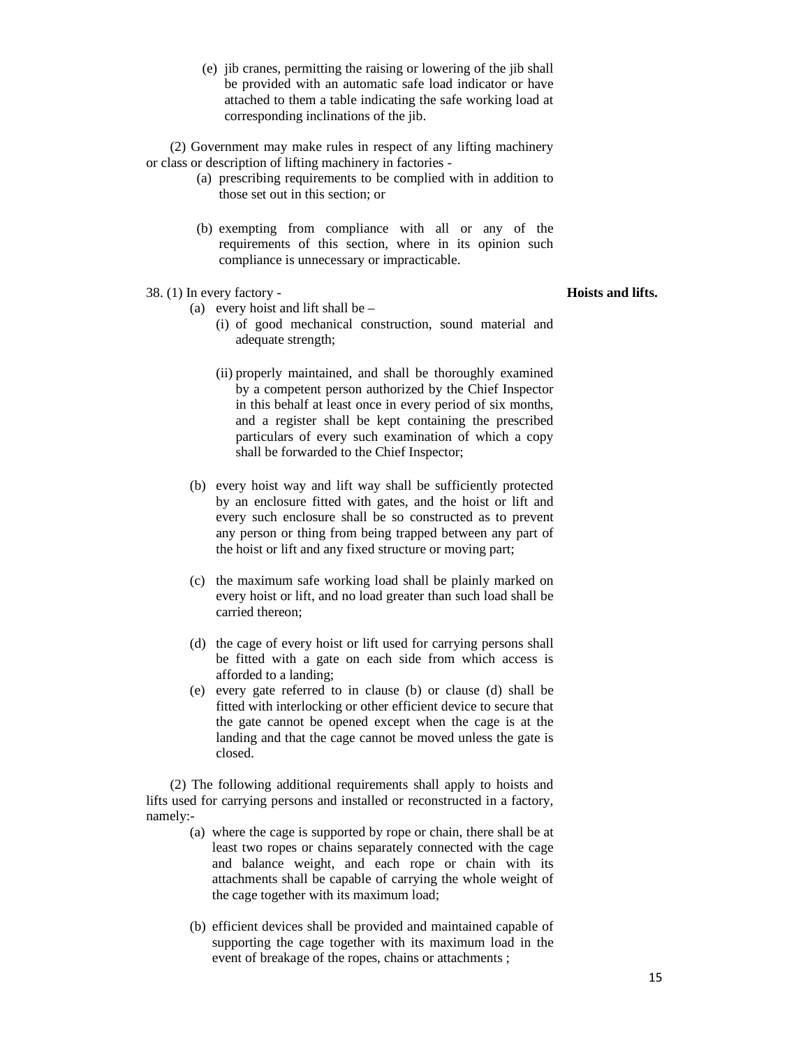(e) jib cranes, permitting the raising or lowering of the jib shall be provided with an automatic safe load indicator or have attached to them a table indicating the safe working load at corresponding inclinations of the jib.

(2) Government may make rules in respect of any lifting machinery or class or description of lifting machinery in factories -

(a) prescribing requirements to be complied with in addition to those set out in this section; or

(b) exempting from compliance with all or any of the requirements of this section, where in its opinion such compliance is unnecessary or impracticable.

**Hoists and lifts.**

38. (1) In every factory -

(a) every hoist and lift shall be –

(i) of good mechanical construction, sound material and adequate strength;

(ii) properly maintained, and shall be thoroughly examined by a competent person authorized by the Chief Inspector in this behalf at least once in every period of six months, and a register shall be kept containing the prescribed particulars of every such examination of which a copy shall be forwarded to the Chief Inspector;

(b) every hoist way and lift way shall be sufficiently protected by an enclosure fitted with gates, and the hoist or lift and every such enclosure shall be so constructed as to prevent any person or thing from being trapped between any part of the hoist or lift and any fixed structure or moving part;

(c) the maximum safe working load shall be plainly marked on every hoist or lift, and no load greater than such load shall be carried thereon;

(d) the cage of every hoist or lift used for carrying persons shall be fitted with a gate on each side from which access is afforded to a landing;

(e) every gate referred to in clause (b) or clause (d) shall be fitted with interlocking or other efficient device to secure that the gate cannot be opened except when the cage is at the landing and that the cage cannot be moved unless the gate is closed.

(2) The following additional requirements shall apply to hoists and lifts used for carrying persons and installed or reconstructed in a factory, namely:-

(a) where the cage is supported by rope or chain, there shall be at least two ropes or chains separately connected with the cage and balance weight, and each rope or chain with its attachments shall be capable of carrying the whole weight of the cage together with its maximum load;

(b) efficient devices shall be provided and maintained capable of supporting the cage together with its maximum load in the event of breakage of the ropes, chains or attachments ;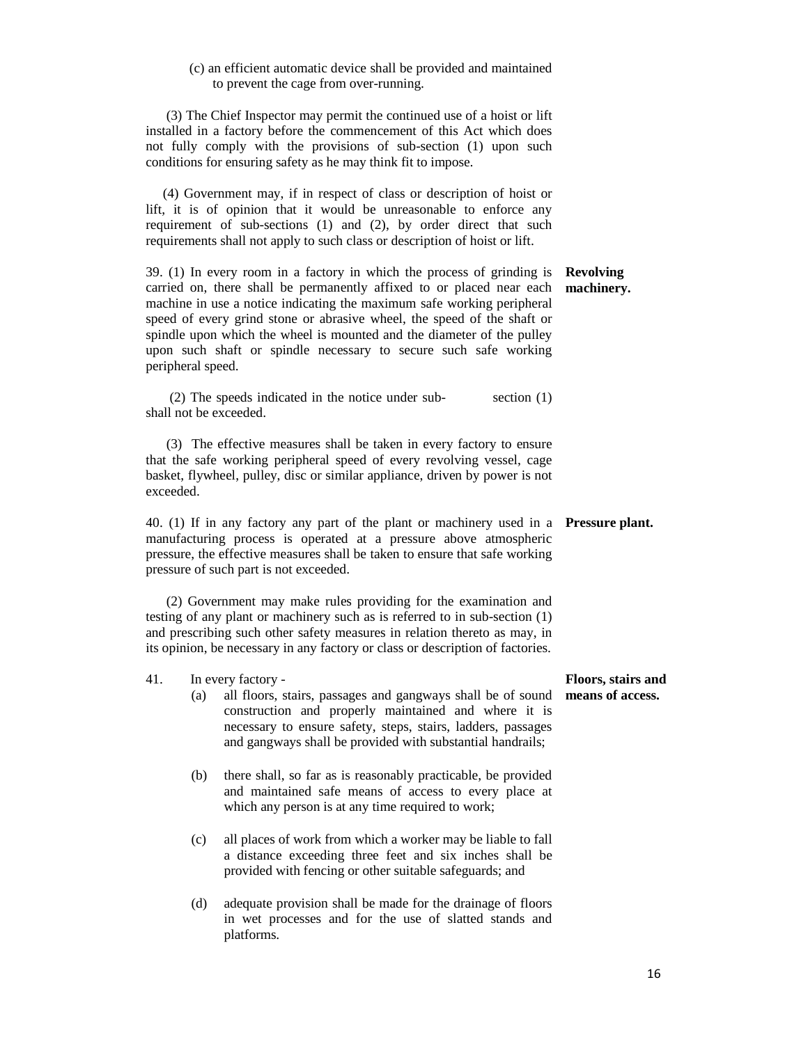(c) an efficient automatic device shall be provided and maintained to prevent the cage from over-running.

(3) The Chief Inspector may permit the continued use of a hoist or lift installed in a factory before the commencement of this Act which does not fully comply with the provisions of sub-section (1) upon such conditions for ensuring safety as he may think fit to impose.

(4) Government may, if in respect of class or description of hoist or lift, it is of opinion that it would be unreasonable to enforce any requirement of sub-sections (1) and (2), by order direct that such requirements shall not apply to such class or description of hoist or lift.

**Revolving machinery.**

39. (1) In every room in a factory in which the process of grinding is carried on, there shall be permanently affixed to or placed near each machine in use a notice indicating the maximum safe working peripheral speed of every grind stone or abrasive wheel, the speed of the shaft or spindle upon which the wheel is mounted and the diameter of the pulley upon such shaft or spindle necessary to secure such safe working peripheral speed.

(2) The speeds indicated in the notice under sub- section (1) shall not be exceeded.

(3) The effective measures shall be taken in every factory to ensure that the safe working peripheral speed of every revolving vessel, cage basket, flywheel, pulley, disc or similar appliance, driven by power is not exceeded.

**Pressure plant.**

40. (1) If in any factory any part of the plant or machinery used in a manufacturing process is operated at a pressure above atmospheric pressure, the effective measures shall be taken to ensure that safe working pressure of such part is not exceeded.

(2) Government may make rules providing for the examination and testing of any plant or machinery such as is referred to in sub-section (1) and prescribing such other safety measures in relation thereto as may, in its opinion, be necessary in any factory or class or description of factories.

**Floors, stairs and means of access.**

41. In every factory -

(a) all floors, stairs, passages and gangways shall be of sound construction and properly maintained and where it is necessary to ensure safety, steps, stairs, ladders, passages and gangways shall be provided with substantial handrails;

(b) there shall, so far as is reasonably practicable, be provided and maintained safe means of access to every place at which any person is at any time required to work;

(c) all places of work from which a worker may be liable to fall a distance exceeding three feet and six inches shall be provided with fencing or other suitable safeguards; and

(d) adequate provision shall be made for the drainage of floors in wet processes and for the use of slatted stands and platforms.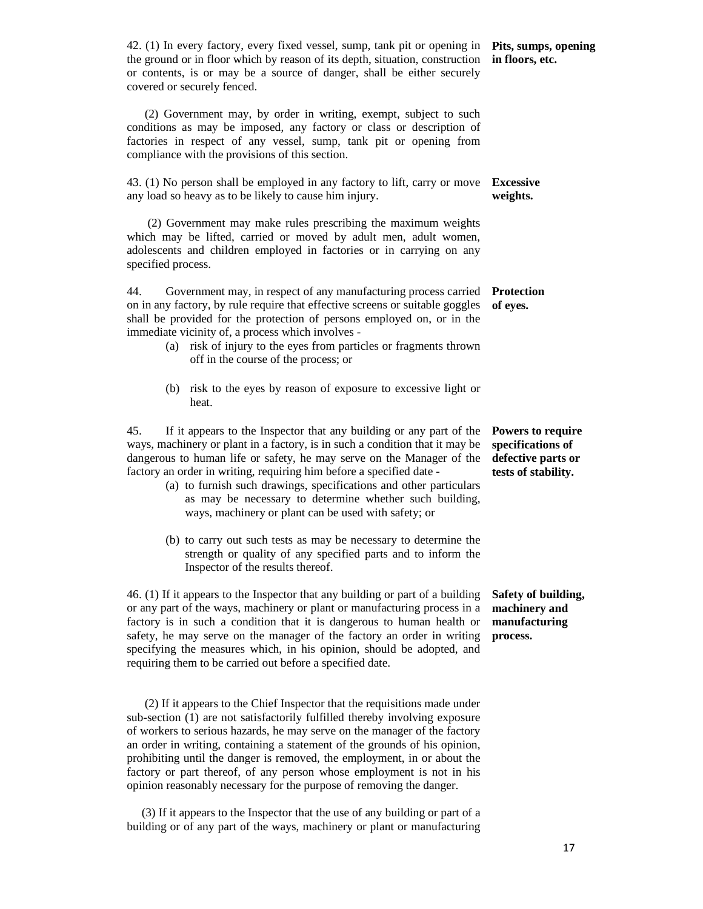**Pits, sumps, opening in floors, etc.**

42. (1) In every factory, every fixed vessel, sump, tank pit or opening in the ground or in floor which by reason of its depth, situation, construction or contents, is or may be a source of danger, shall be either securely covered or securely fenced.

(2) Government may, by order in writing, exempt, subject to such conditions as may be imposed, any factory or class or description of factories in respect of any vessel, sump, tank pit or opening from compliance with the provisions of this section.

**Excessive weights.**

43. (1) No person shall be employed in any factory to lift, carry or move any load so heavy as to be likely to cause him injury.

(2) Government may make rules prescribing the maximum weights which may be lifted, carried or moved by adult men, adult women, adolescents and children employed in factories or in carrying on any specified process.

**Protection of eyes.**

44. Government may, in respect of any manufacturing process carried on in any factory, by rule require that effective screens or suitable goggles shall be provided for the protection of persons employed on, or in the immediate vicinity of, a process which involves -

(a) risk of injury to the eyes from particles or fragments thrown off in the course of the process; or

(b) risk to the eyes by reason of exposure to excessive light or heat.

**Powers to require specifications of defective parts or tests of stability.**

45. If it appears to the Inspector that any building or any part of the ways, machinery or plant in a factory, is in such a condition that it may be dangerous to human life or safety, he may serve on the Manager of the factory an order in writing, requiring him before a specified date -

(a) to furnish such drawings, specifications and other particulars as may be necessary to determine whether such building, ways, machinery or plant can be used with safety; or

(b) to carry out such tests as may be necessary to determine the strength or quality of any specified parts and to inform the Inspector of the results thereof.

**Safety of building, machinery and manufacturing process.**

46. (1) If it appears to the Inspector that any building or part of a building or any part of the ways, machinery or plant or manufacturing process in a factory is in such a condition that it is dangerous to human health or safety, he may serve on the manager of the factory an order in writing specifying the measures which, in his opinion, should be adopted, and requiring them to be carried out before a specified date.

(2) If it appears to the Chief Inspector that the requisitions made under sub-section (1) are not satisfactorily fulfilled thereby involving exposure of workers to serious hazards, he may serve on the manager of the factory an order in writing, containing a statement of the grounds of his opinion, prohibiting until the danger is removed, the employment, in or about the factory or part thereof, of any person whose employment is not in his opinion reasonably necessary for the purpose of removing the danger.

(3) If it appears to the Inspector that the use of any building or part of a building or of any part of the ways, machinery or plant or manufacturing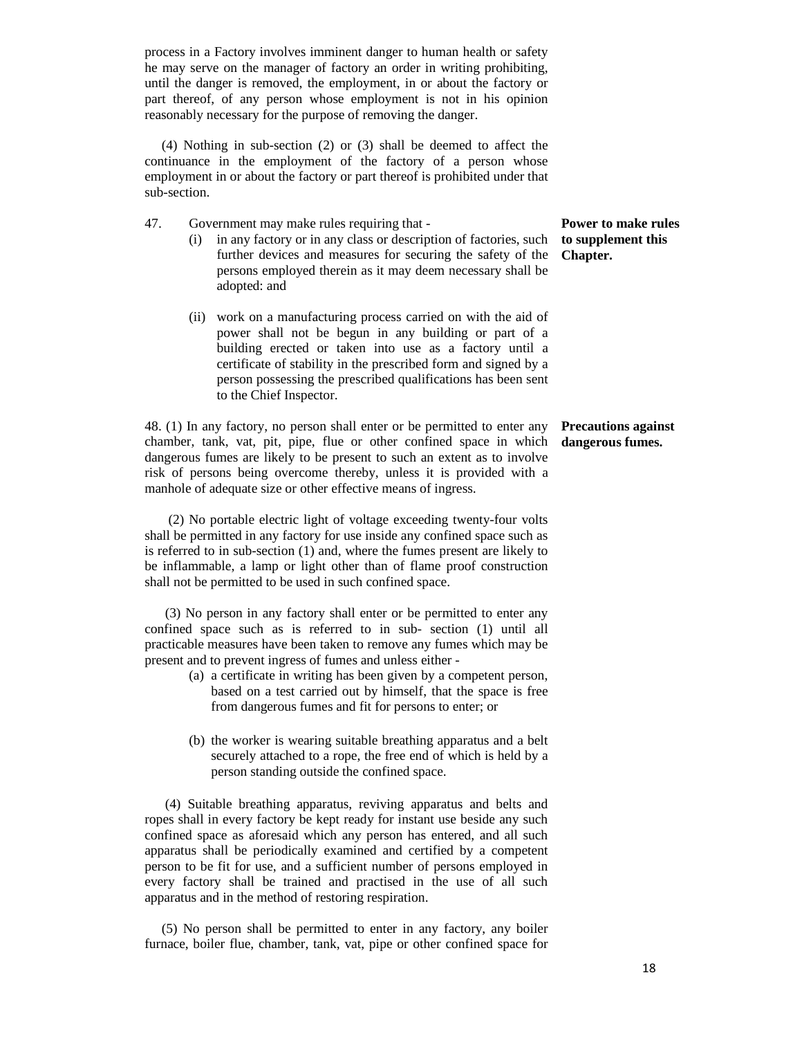process in a Factory involves imminent danger to human health or safety he may serve on the manager of factory an order in writing prohibiting, until the danger is removed, the employment, in or about the factory or part thereof, of any person whose employment is not in his opinion reasonably necessary for the purpose of removing the danger.

(4) Nothing in sub-section (2) or (3) shall be deemed to affect the continuance in the employment of the factory of a person whose employment in or about the factory or part thereof is prohibited under that sub-section.

**Power to make rules to supplement this Chapter.**

47. Government may make rules requiring that -

(i) in any factory or in any class or description of factories, such further devices and measures for securing the safety of the persons employed therein as it may deem necessary shall be adopted: and

(ii) work on a manufacturing process carried on with the aid of power shall not be begun in any building or part of a building erected or taken into use as a factory until a certificate of stability in the prescribed form and signed by a person possessing the prescribed qualifications has been sent to the Chief Inspector.

**Precautions against dangerous fumes.**

48. (1) In any factory, no person shall enter or be permitted to enter any chamber, tank, vat, pit, pipe, flue or other confined space in which dangerous fumes are likely to be present to such an extent as to involve risk of persons being overcome thereby, unless it is provided with a manhole of adequate size or other effective means of ingress.

(2) No portable electric light of voltage exceeding twenty-four volts shall be permitted in any factory for use inside any confined space such as is referred to in sub-section (1) and, where the fumes present are likely to be inflammable, a lamp or light other than of flame proof construction shall not be permitted to be used in such confined space.

(3) No person in any factory shall enter or be permitted to enter any confined space such as is referred to in sub- section (1) until all practicable measures have been taken to remove any fumes which may be present and to prevent ingress of fumes and unless either -

(a) a certificate in writing has been given by a competent person, based on a test carried out by himself, that the space is free from dangerous fumes and fit for persons to enter; or

(b) the worker is wearing suitable breathing apparatus and a belt securely attached to a rope, the free end of which is held by a person standing outside the confined space.

(4) Suitable breathing apparatus, reviving apparatus and belts and ropes shall in every factory be kept ready for instant use beside any such confined space as aforesaid which any person has entered, and all such apparatus shall be periodically examined and certified by a competent person to be fit for use, and a sufficient number of persons employed in every factory shall be trained and practised in the use of all such apparatus and in the method of restoring respiration.

(5) No person shall be permitted to enter in any factory, any boiler furnace, boiler flue, chamber, tank, vat, pipe or other confined space for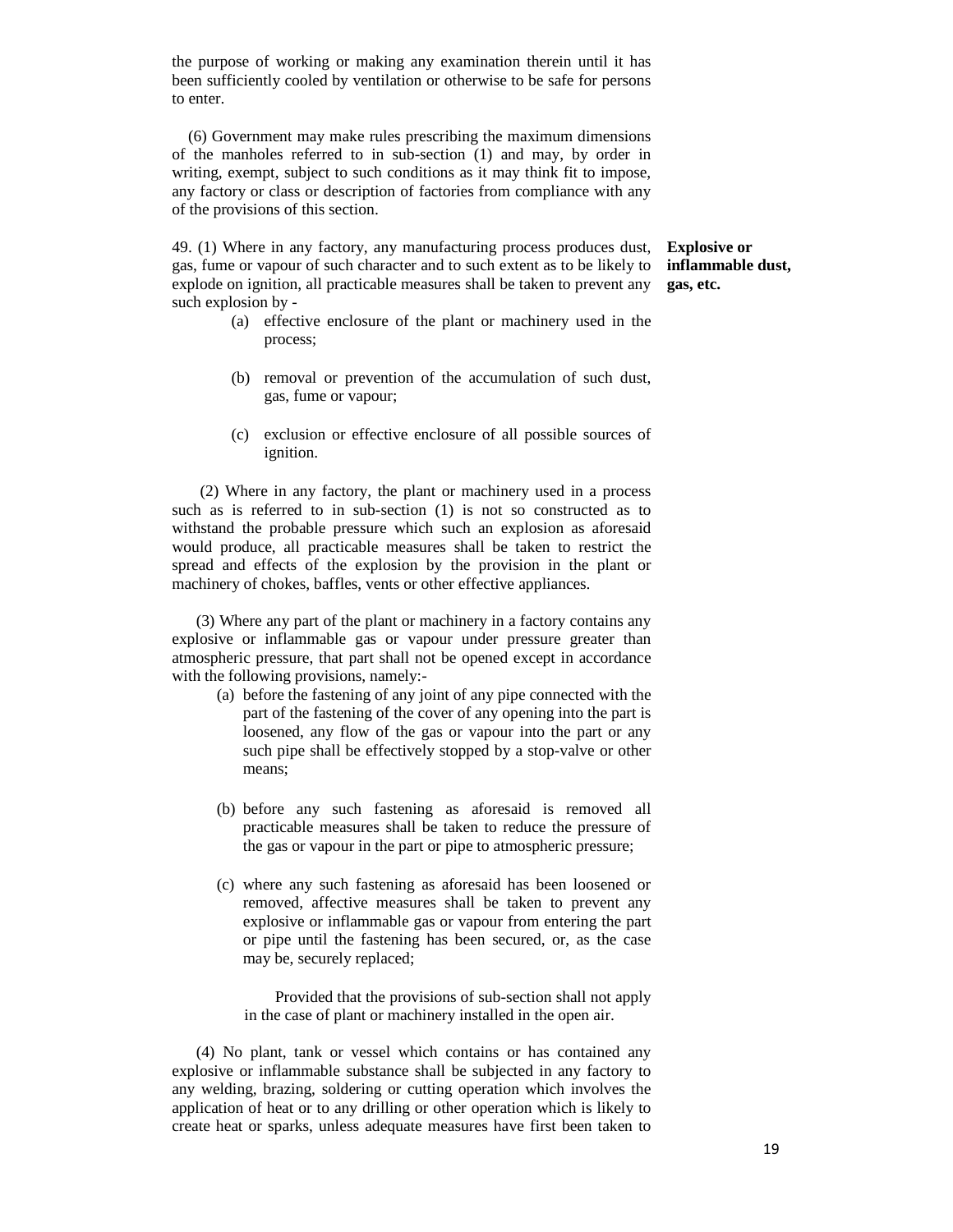the purpose of working or making any examination therein until it has been sufficiently cooled by ventilation or otherwise to be safe for persons to enter.

(6) Government may make rules prescribing the maximum dimensions of the manholes referred to in sub-section (1) and may, by order in writing, exempt, subject to such conditions as it may think fit to impose, any factory or class or description of factories from compliance with any of the provisions of this section.

**Explosive or inflammable dust, gas, etc.**

49. (1) Where in any factory, any manufacturing process produces dust, gas, fume or vapour of such character and to such extent as to be likely to explode on ignition, all practicable measures shall be taken to prevent any such explosion by -

(a) effective enclosure of the plant or machinery used in the process;

(b) removal or prevention of the accumulation of such dust, gas, fume or vapour;

(c) exclusion or effective enclosure of all possible sources of ignition.

(2) Where in any factory, the plant or machinery used in a process such as is referred to in sub-section (1) is not so constructed as to withstand the probable pressure which such an explosion as aforesaid would produce, all practicable measures shall be taken to restrict the spread and effects of the explosion by the provision in the plant or machinery of chokes, baffles, vents or other effective appliances.

(3) Where any part of the plant or machinery in a factory contains any explosive or inflammable gas or vapour under pressure greater than atmospheric pressure, that part shall not be opened except in accordance with the following provisions, namely:-

(a) before the fastening of any joint of any pipe connected with the part of the fastening of the cover of any opening into the part is loosened, any flow of the gas or vapour into the part or any such pipe shall be effectively stopped by a stop-valve or other means;

(b) before any such fastening as aforesaid is removed all practicable measures shall be taken to reduce the pressure of the gas or vapour in the part or pipe to atmospheric pressure;

(c) where any such fastening as aforesaid has been loosened or removed, affective measures shall be taken to prevent any explosive or inflammable gas or vapour from entering the part or pipe until the fastening has been secured, or, as the case may be, securely replaced;

Provided that the provisions of sub-section shall not apply in the case of plant or machinery installed in the open air.

(4) No plant, tank or vessel which contains or has contained any explosive or inflammable substance shall be subjected in any factory to any welding, brazing, soldering or cutting operation which involves the application of heat or to any drilling or other operation which is likely to create heat or sparks, unless adequate measures have first been taken to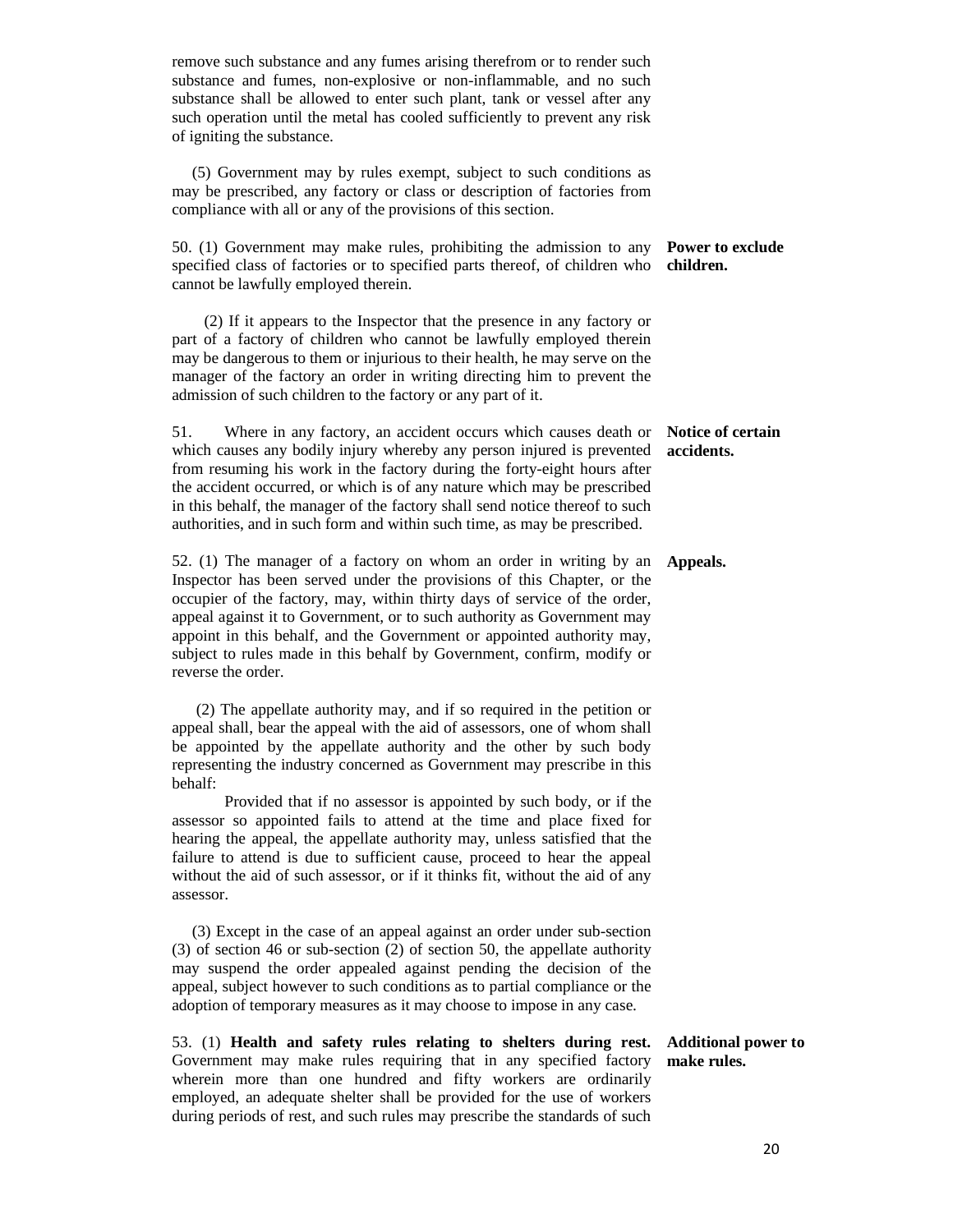remove such substance and any fumes arising therefrom or to render such substance and fumes, non-explosive or non-inflammable, and no such substance shall be allowed to enter such plant, tank or vessel after any such operation until the metal has cooled sufficiently to prevent any risk of igniting the substance.

(5) Government may by rules exempt, subject to such conditions as may be prescribed, any factory or class or description of factories from compliance with all or any of the provisions of this section.

**Power to exclude children.**

50. (1) Government may make rules, prohibiting the admission to any specified class of factories or to specified parts thereof, of children who cannot be lawfully employed therein.

(2) If it appears to the Inspector that the presence in any factory or part of a factory of children who cannot be lawfully employed therein may be dangerous to them or injurious to their health, he may serve on the manager of the factory an order in writing directing him to prevent the admission of such children to the factory or any part of it.

**Notice of certain accidents.**

51. Where in any factory, an accident occurs which causes death or which causes any bodily injury whereby any person injured is prevented from resuming his work in the factory during the forty-eight hours after the accident occurred, or which is of any nature which may be prescribed in this behalf, the manager of the factory shall send notice thereof to such authorities, and in such form and within such time, as may be prescribed.

**Appeals.**

52. (1) The manager of a factory on whom an order in writing by an Inspector has been served under the provisions of this Chapter, or the occupier of the factory, may, within thirty days of service of the order, appeal against it to Government, or to such authority as Government may appoint in this behalf, and the Government or appointed authority may, subject to rules made in this behalf by Government, confirm, modify or reverse the order.

(2) The appellate authority may, and if so required in the petition or appeal shall, bear the appeal with the aid of assessors, one of whom shall be appointed by the appellate authority and the other by such body representing the industry concerned as Government may prescribe in this behalf:

Provided that if no assessor is appointed by such body, or if the assessor so appointed fails to attend at the time and place fixed for hearing the appeal, the appellate authority may, unless satisfied that the failure to attend is due to sufficient cause, proceed to hear the appeal without the aid of such assessor, or if it thinks fit, without the aid of any assessor.

(3) Except in the case of an appeal against an order under sub-section (3) of section 46 or sub-section (2) of section 50, the appellate authority may suspend the order appealed against pending the decision of the appeal, subject however to such conditions as to partial compliance or the adoption of temporary measures as it may choose to impose in any case.

**Additional power to make rules.**

53. (1) **Health and safety rules relating to shelters during rest.** Government may make rules requiring that in any specified factory wherein more than one hundred and fifty workers are ordinarily employed, an adequate shelter shall be provided for the use of workers during periods of rest, and such rules may prescribe the standards of such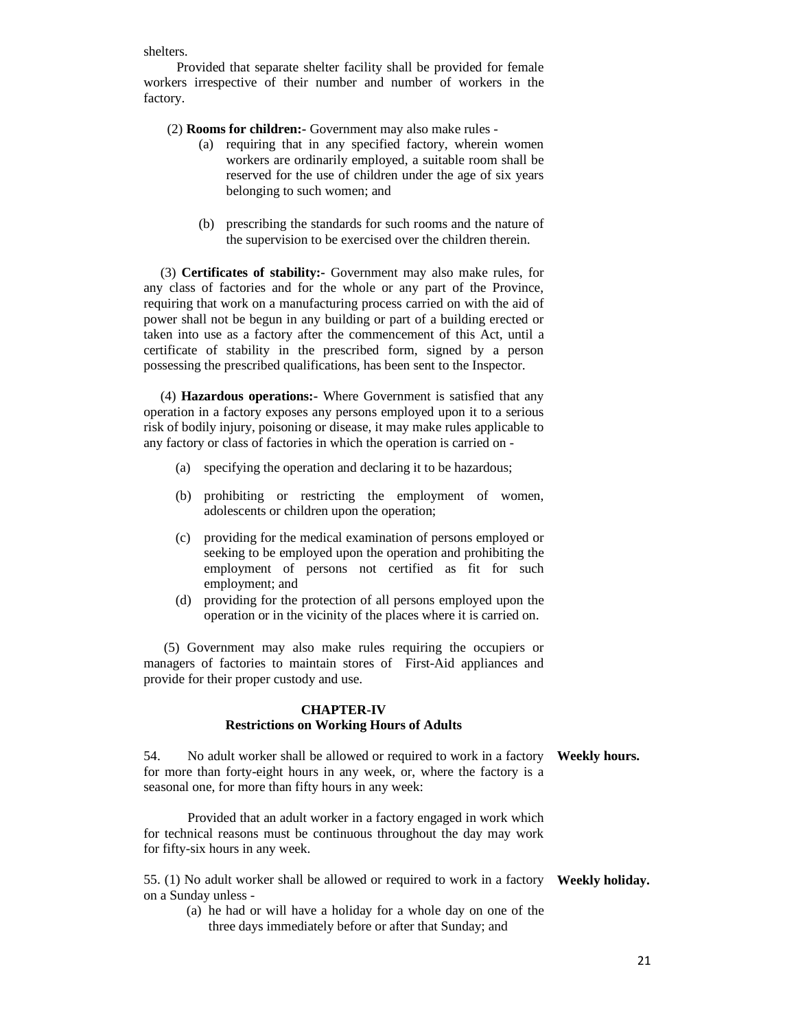shelters.

Provided that separate shelter facility shall be provided for female workers irrespective of their number and number of workers in the factory.

(2) **Rooms for children:-** Government may also make rules -

(a) requiring that in any specified factory, wherein women workers are ordinarily employed, a suitable room shall be reserved for the use of children under the age of six years belonging to such women; and

(b) prescribing the standards for such rooms and the nature of the supervision to be exercised over the children therein.

(3) **Certificates of stability:-** Government may also make rules, for any class of factories and for the whole or any part of the Province, requiring that work on a manufacturing process carried on with the aid of power shall not be begun in any building or part of a building erected or taken into use as a factory after the commencement of this Act, until a certificate of stability in the prescribed form, signed by a person possessing the prescribed qualifications, has been sent to the Inspector.

(4) **Hazardous operations:-** Where Government is satisfied that any operation in a factory exposes any persons employed upon it to a serious risk of bodily injury, poisoning or disease, it may make rules applicable to any factory or class of factories in which the operation is carried on -

(a) specifying the operation and declaring it to be hazardous;

(b) prohibiting or restricting the employment of women, adolescents or children upon the operation;

(c) providing for the medical examination of persons employed or seeking to be employed upon the operation and prohibiting the employment of persons not certified as fit for such employment; and

(d) providing for the protection of all persons employed upon the operation or in the vicinity of the places where it is carried on.

(5) Government may also make rules requiring the occupiers or managers of factories to maintain stores of First-Aid appliances and provide for their proper custody and use.

## CHAPTER-IV
## Restrictions on Working Hours of Adults

**Weekly hours.**

54. No adult worker shall be allowed or required to work in a factory for more than forty-eight hours in any week, or, where the factory is a seasonal one, for more than fifty hours in any week:

Provided that an adult worker in a factory engaged in work which for technical reasons must be continuous throughout the day may work for fifty-six hours in any week.

**Weekly holiday.**

55. (1) No adult worker shall be allowed or required to work in a factory on a Sunday unless -

(a) he had or will have a holiday for a whole day on one of the three days immediately before or after that Sunday; and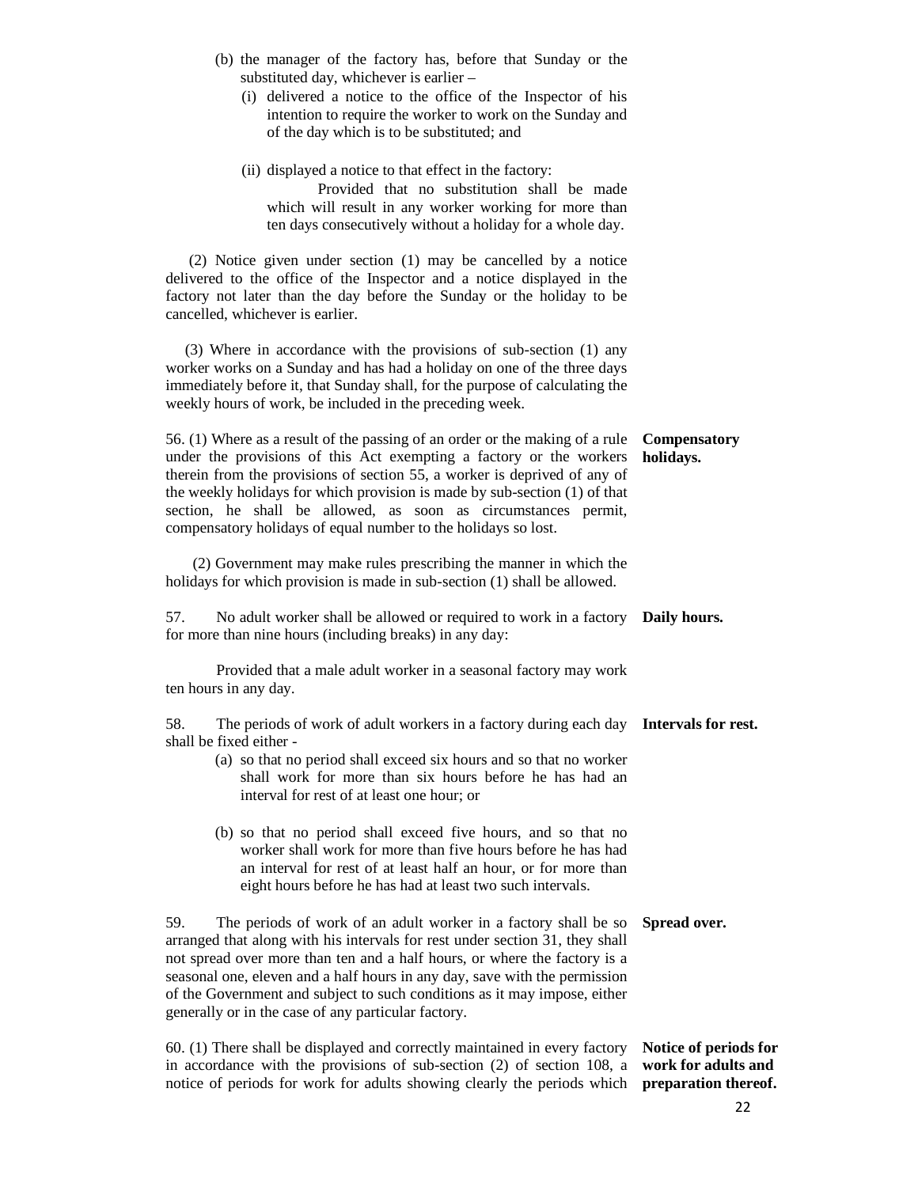(b) the manager of the factory has, before that Sunday or the substituted day, whichever is earlier –

  (i) delivered a notice to the office of the Inspector of his intention to require the worker to work on the Sunday and of the day which is to be substituted; and

  (ii) displayed a notice to that effect in the factory:

  Provided that no substitution shall be made which will result in any worker working for more than ten days consecutively without a holiday for a whole day.

(2) Notice given under section (1) may be cancelled by a notice delivered to the office of the Inspector and a notice displayed in the factory not later than the day before the Sunday or the holiday to be cancelled, whichever is earlier.

(3) Where in accordance with the provisions of sub-section (1) any worker works on a Sunday and has had a holiday on one of the three days immediately before it, that Sunday shall, for the purpose of calculating the weekly hours of work, be included in the preceding week.

**Compensatory holidays.**

56. (1) Where as a result of the passing of an order or the making of a rule under the provisions of this Act exempting a factory or the workers therein from the provisions of section 55, a worker is deprived of any of the weekly holidays for which provision is made by sub-section (1) of that section, he shall be allowed, as soon as circumstances permit, compensatory holidays of equal number to the holidays so lost.

(2) Government may make rules prescribing the manner in which the holidays for which provision is made in sub-section (1) shall be allowed.

**Daily hours.**

57. No adult worker shall be allowed or required to work in a factory for more than nine hours (including breaks) in any day:

Provided that a male adult worker in a seasonal factory may work ten hours in any day.

**Intervals for rest.**

58. The periods of work of adult workers in a factory during each day shall be fixed either -

(a) so that no period shall exceed six hours and so that no worker shall work for more than six hours before he has had an interval for rest of at least one hour; or

(b) so that no period shall exceed five hours, and so that no worker shall work for more than five hours before he has had an interval for rest of at least half an hour, or for more than eight hours before he has had at least two such intervals.

**Spread over.**

59. The periods of work of an adult worker in a factory shall be so arranged that along with his intervals for rest under section 31, they shall not spread over more than ten and a half hours, or where the factory is a seasonal one, eleven and a half hours in any day, save with the permission of the Government and subject to such conditions as it may impose, either generally or in the case of any particular factory.

**Notice of periods for work for adults and preparation thereof.**

60. (1) There shall be displayed and correctly maintained in every factory in accordance with the provisions of sub-section (2) of section 108, a notice of periods for work for adults showing clearly the periods which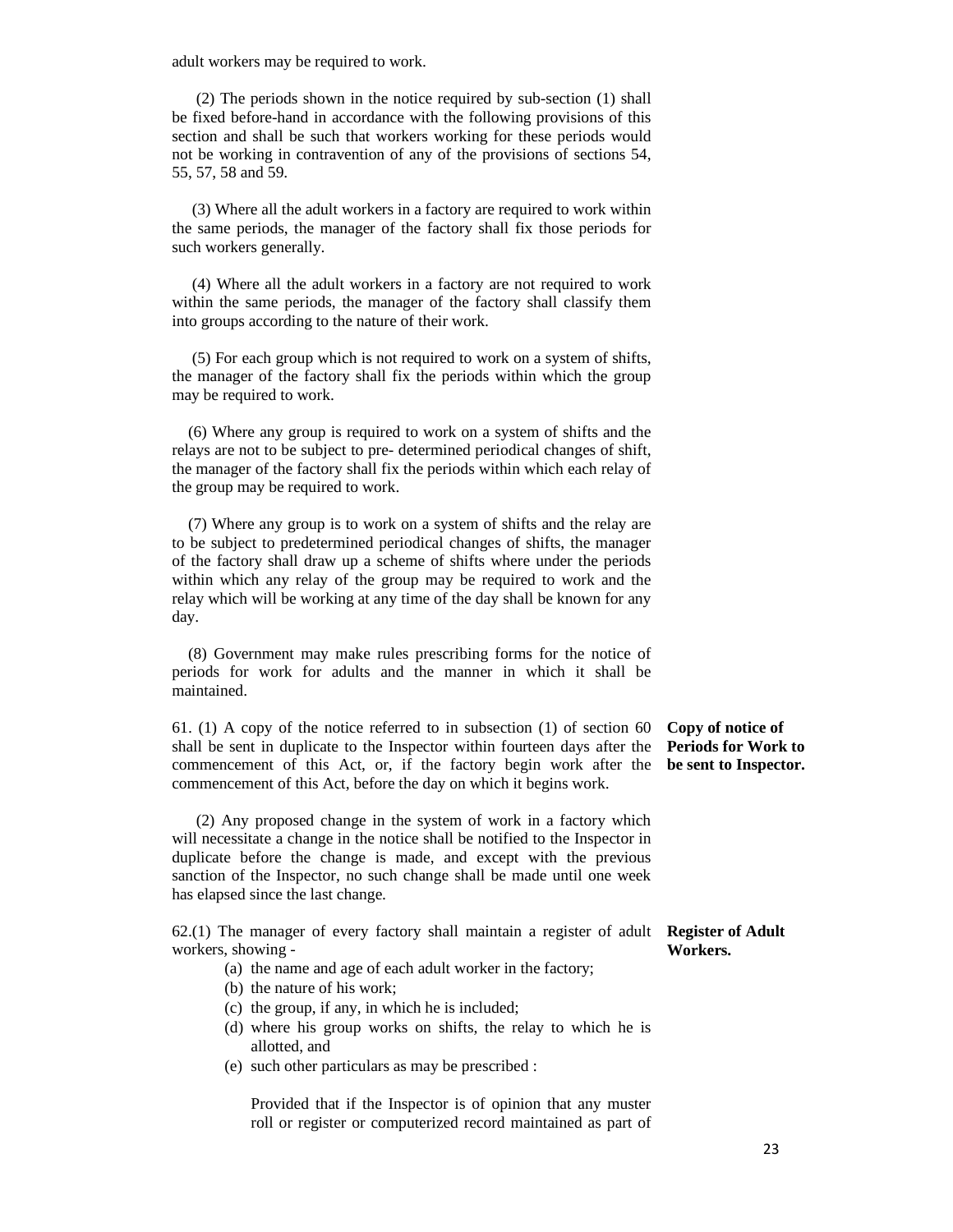adult workers may be required to work.

(2) The periods shown in the notice required by sub-section (1) shall be fixed before-hand in accordance with the following provisions of this section and shall be such that workers working for these periods would not be working in contravention of any of the provisions of sections 54, 55, 57, 58 and 59.

(3) Where all the adult workers in a factory are required to work within the same periods, the manager of the factory shall fix those periods for such workers generally.

(4) Where all the adult workers in a factory are not required to work within the same periods, the manager of the factory shall classify them into groups according to the nature of their work.

(5) For each group which is not required to work on a system of shifts, the manager of the factory shall fix the periods within which the group may be required to work.

(6) Where any group is required to work on a system of shifts and the relays are not to be subject to pre- determined periodical changes of shift, the manager of the factory shall fix the periods within which each relay of the group may be required to work.

(7) Where any group is to work on a system of shifts and the relay are to be subject to predetermined periodical changes of shifts, the manager of the factory shall draw up a scheme of shifts where under the periods within which any relay of the group may be required to work and the relay which will be working at any time of the day shall be known for any day.

(8) Government may make rules prescribing forms for the notice of periods for work for adults and the manner in which it shall be maintained.

**Copy of notice of Periods for Work to be sent to Inspector.**

61. (1) A copy of the notice referred to in subsection (1) of section 60 shall be sent in duplicate to the Inspector within fourteen days after the commencement of this Act, or, if the factory begin work after the commencement of this Act, before the day on which it begins work.

(2) Any proposed change in the system of work in a factory which will necessitate a change in the notice shall be notified to the Inspector in duplicate before the change is made, and except with the previous sanction of the Inspector, no such change shall be made until one week has elapsed since the last change.

**Register of Adult Workers.**

62.(1) The manager of every factory shall maintain a register of adult workers, showing -

(a) the name and age of each adult worker in the factory;
(b) the nature of his work;
(c) the group, if any, in which he is included;
(d) where his group works on shifts, the relay to which he is allotted, and
(e) such other particulars as may be prescribed :

Provided that if the Inspector is of opinion that any muster roll or register or computerized record maintained as part of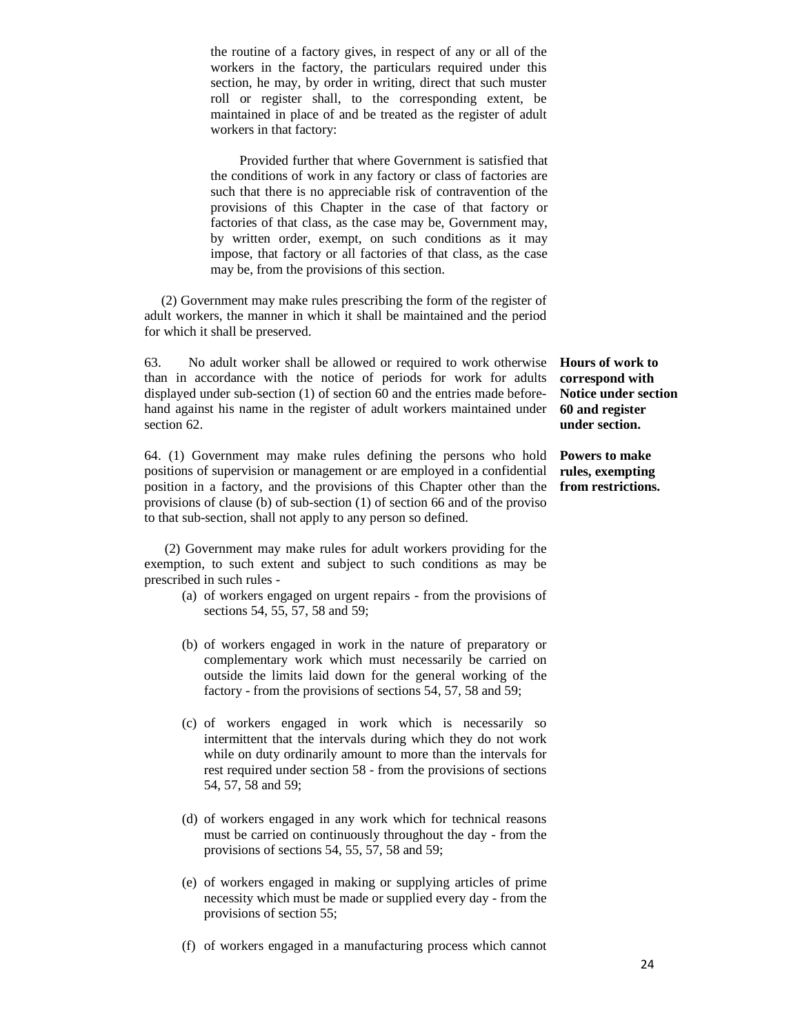the routine of a factory gives, in respect of any or all of the workers in the factory, the particulars required under this section, he may, by order in writing, direct that such muster roll or register shall, to the corresponding extent, be maintained in place of and be treated as the register of adult workers in that factory:

Provided further that where Government is satisfied that the conditions of work in any factory or class of factories are such that there is no appreciable risk of contravention of the provisions of this Chapter in the case of that factory or factories of that class, as the case may be, Government may, by written order, exempt, on such conditions as it may impose, that factory or all factories of that class, as the case may be, from the provisions of this section.

(2) Government may make rules prescribing the form of the register of adult workers, the manner in which it shall be maintained and the period for which it shall be preserved.

**Hours of work to correspond with Notice under section 60 and register under section.**

63. No adult worker shall be allowed or required to work otherwise than in accordance with the notice of periods for work for adults displayed under sub-section (1) of section 60 and the entries made beforehand against his name in the register of adult workers maintained under section 62.

**Powers to make rules, exempting from restrictions.**

64. (1) Government may make rules defining the persons who hold positions of supervision or management or are employed in a confidential position in a factory, and the provisions of this Chapter other than the provisions of clause (b) of sub-section (1) of section 66 and of the proviso to that sub-section, shall not apply to any person so defined.

(2) Government may make rules for adult workers providing for the exemption, to such extent and subject to such conditions as may be prescribed in such rules -

(a) of workers engaged on urgent repairs - from the provisions of sections 54, 55, 57, 58 and 59;

(b) of workers engaged in work in the nature of preparatory or complementary work which must necessarily be carried on outside the limits laid down for the general working of the factory - from the provisions of sections 54, 57, 58 and 59;

(c) of workers engaged in work which is necessarily so intermittent that the intervals during which they do not work while on duty ordinarily amount to more than the intervals for rest required under section 58 - from the provisions of sections 54, 57, 58 and 59;

(d) of workers engaged in any work which for technical reasons must be carried on continuously throughout the day - from the provisions of sections 54, 55, 57, 58 and 59;

(e) of workers engaged in making or supplying articles of prime necessity which must be made or supplied every day - from the provisions of section 55;

(f) of workers engaged in a manufacturing process which cannot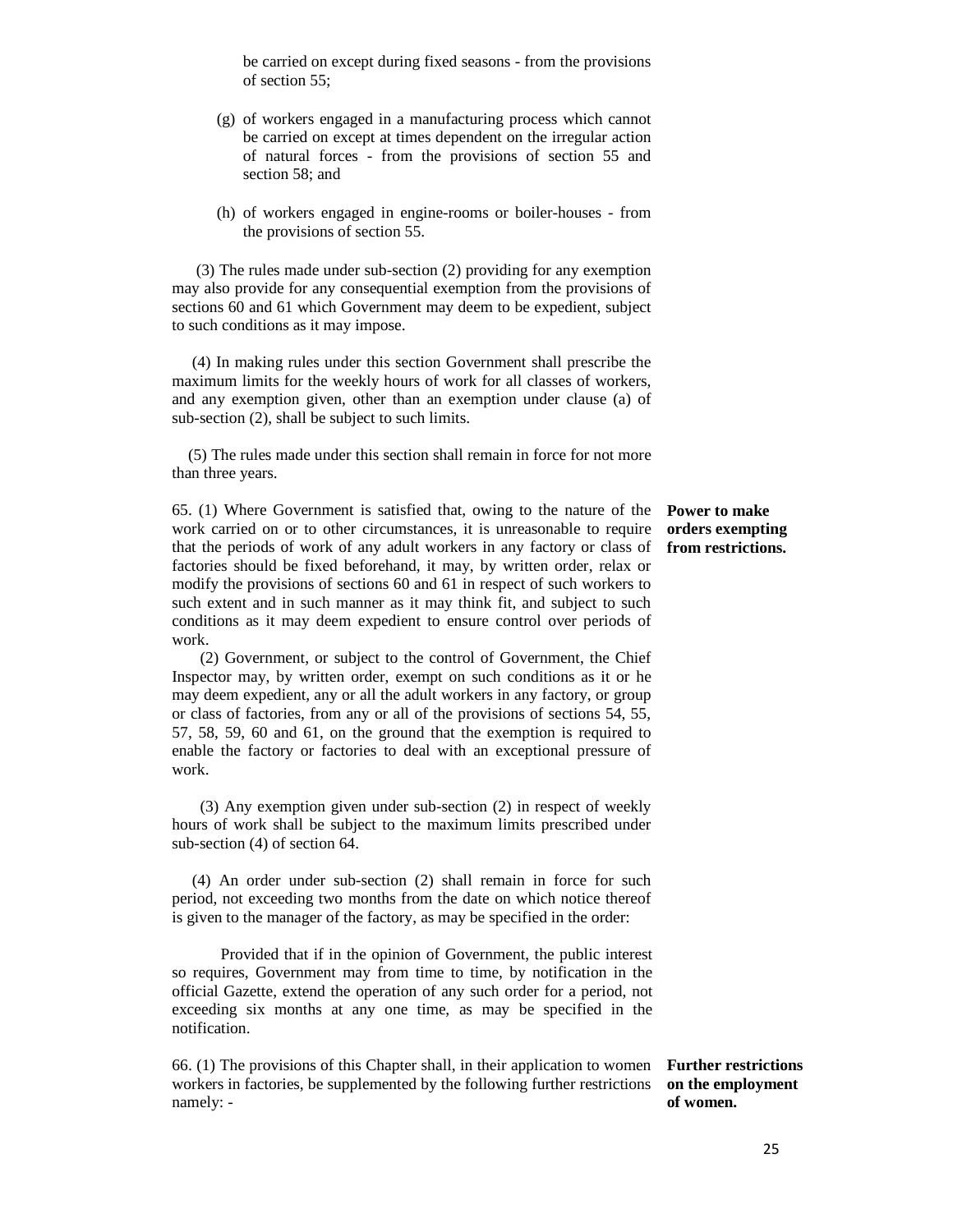be carried on except during fixed seasons - from the provisions of section 55;

(g) of workers engaged in a manufacturing process which cannot be carried on except at times dependent on the irregular action of natural forces - from the provisions of section 55 and section 58; and

(h) of workers engaged in engine-rooms or boiler-houses - from the provisions of section 55.

(3) The rules made under sub-section (2) providing for any exemption may also provide for any consequential exemption from the provisions of sections 60 and 61 which Government may deem to be expedient, subject to such conditions as it may impose.

(4) In making rules under this section Government shall prescribe the maximum limits for the weekly hours of work for all classes of workers, and any exemption given, other than an exemption under clause (a) of sub-section (2), shall be subject to such limits.

(5) The rules made under this section shall remain in force for not more than three years.

**Power to make orders exempting from restrictions.**

65. (1) Where Government is satisfied that, owing to the nature of the work carried on or to other circumstances, it is unreasonable to require that the periods of work of any adult workers in any factory or class of factories should be fixed beforehand, it may, by written order, relax or modify the provisions of sections 60 and 61 in respect of such workers to such extent and in such manner as it may think fit, and subject to such conditions as it may deem expedient to ensure control over periods of work.

(2) Government, or subject to the control of Government, the Chief Inspector may, by written order, exempt on such conditions as it or he may deem expedient, any or all the adult workers in any factory, or group or class of factories, from any or all of the provisions of sections 54, 55, 57, 58, 59, 60 and 61, on the ground that the exemption is required to enable the factory or factories to deal with an exceptional pressure of work.

(3) Any exemption given under sub-section (2) in respect of weekly hours of work shall be subject to the maximum limits prescribed under sub-section (4) of section 64.

(4) An order under sub-section (2) shall remain in force for such period, not exceeding two months from the date on which notice thereof is given to the manager of the factory, as may be specified in the order:

Provided that if in the opinion of Government, the public interest so requires, Government may from time to time, by notification in the official Gazette, extend the operation of any such order for a period, not exceeding six months at any one time, as may be specified in the notification.

**Further restrictions on the employment of women.**

66. (1) The provisions of this Chapter shall, in their application to women workers in factories, be supplemented by the following further restrictions namely: -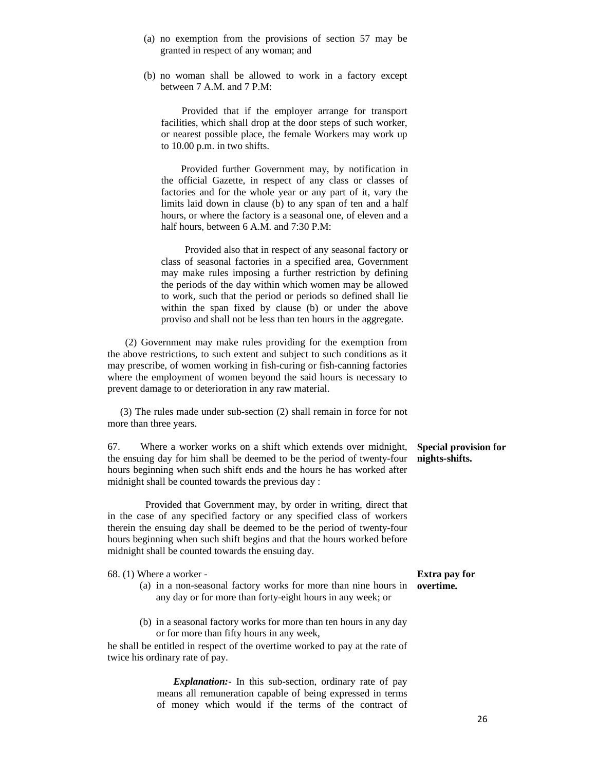(a) no exemption from the provisions of section 57 may be granted in respect of any woman; and

(b) no woman shall be allowed to work in a factory except between 7 A.M. and 7 P.M:

Provided that if the employer arrange for transport facilities, which shall drop at the door steps of such worker, or nearest possible place, the female Workers may work up to 10.00 p.m. in two shifts.

Provided further Government may, by notification in the official Gazette, in respect of any class or classes of factories and for the whole year or any part of it, vary the limits laid down in clause (b) to any span of ten and a half hours, or where the factory is a seasonal one, of eleven and a half hours, between 6 A.M. and 7:30 P.M:

Provided also that in respect of any seasonal factory or class of seasonal factories in a specified area, Government may make rules imposing a further restriction by defining the periods of the day within which women may be allowed to work, such that the period or periods so defined shall lie within the span fixed by clause (b) or under the above proviso and shall not be less than ten hours in the aggregate.

(2) Government may make rules providing for the exemption from the above restrictions, to such extent and subject to such conditions as it may prescribe, of women working in fish-curing or fish-canning factories where the employment of women beyond the said hours is necessary to prevent damage to or deterioration in any raw material.

(3) The rules made under sub-section (2) shall remain in force for not more than three years.

**Special provision for nights-shifts.**

67. Where a worker works on a shift which extends over midnight, the ensuing day for him shall be deemed to be the period of twenty-four hours beginning when such shift ends and the hours he has worked after midnight shall be counted towards the previous day :

Provided that Government may, by order in writing, direct that in the case of any specified factory or any specified class of workers therein the ensuing day shall be deemed to be the period of twenty-four hours beginning when such shift begins and that the hours worked before midnight shall be counted towards the ensuing day.

**Extra pay for overtime.**

68. (1) Where a worker -

(a) in a non-seasonal factory works for more than nine hours in any day or for more than forty-eight hours in any week; or

(b) in a seasonal factory works for more than ten hours in any day or for more than fifty hours in any week,

he shall be entitled in respect of the overtime worked to pay at the rate of twice his ordinary rate of pay.

***Explanation:***- In this sub-section, ordinary rate of pay means all remuneration capable of being expressed in terms of money which would if the terms of the contract of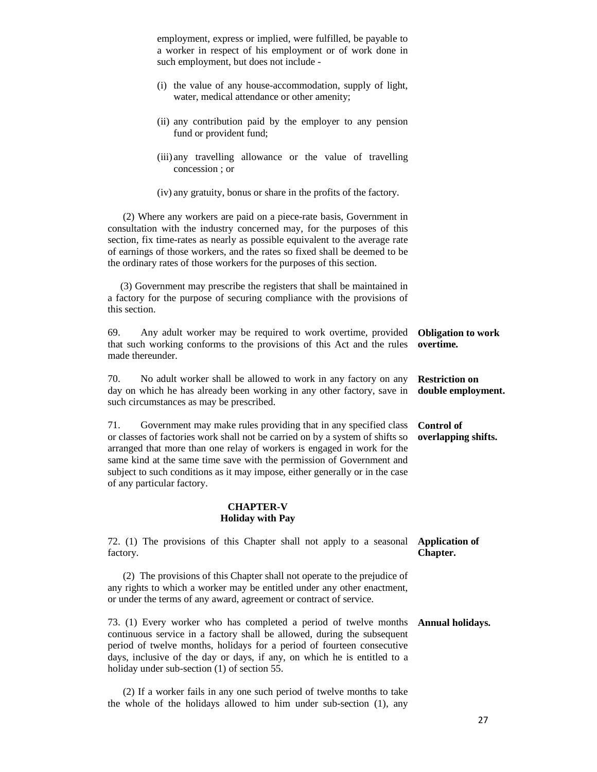employment, express or implied, were fulfilled, be payable to a worker in respect of his employment or of work done in such employment, but does not include -

(i) the value of any house-accommodation, supply of light, water, medical attendance or other amenity;

(ii) any contribution paid by the employer to any pension fund or provident fund;

(iii) any travelling allowance or the value of travelling concession ; or

(iv) any gratuity, bonus or share in the profits of the factory.

(2) Where any workers are paid on a piece-rate basis, Government in consultation with the industry concerned may, for the purposes of this section, fix time-rates as nearly as possible equivalent to the average rate of earnings of those workers, and the rates so fixed shall be deemed to be the ordinary rates of those workers for the purposes of this section.

(3) Government may prescribe the registers that shall be maintained in a factory for the purpose of securing compliance with the provisions of this section.

**Obligation to work overtime.**

69. Any adult worker may be required to work overtime, provided that such working conforms to the provisions of this Act and the rules made thereunder.

**Restriction on double employment.**

70. No adult worker shall be allowed to work in any factory on any day on which he has already been working in any other factory, save in such circumstances as may be prescribed.

**Control of overlapping shifts.**

71. Government may make rules providing that in any specified class or classes of factories work shall not be carried on by a system of shifts so arranged that more than one relay of workers is engaged in work for the same kind at the same time save with the permission of Government and subject to such conditions as it may impose, either generally or in the case of any particular factory.

## CHAPTER-V
## Holiday with Pay

**Application of Chapter.**

72. (1) The provisions of this Chapter shall not apply to a seasonal factory.

(2) The provisions of this Chapter shall not operate to the prejudice of any rights to which a worker may be entitled under any other enactment, or under the terms of any award, agreement or contract of service.

**Annual holidays.**

73. (1) Every worker who has completed a period of twelve months continuous service in a factory shall be allowed, during the subsequent period of twelve months, holidays for a period of fourteen consecutive days, inclusive of the day or days, if any, on which he is entitled to a holiday under sub-section (1) of section 55.

(2) If a worker fails in any one such period of twelve months to take the whole of the holidays allowed to him under sub-section (1), any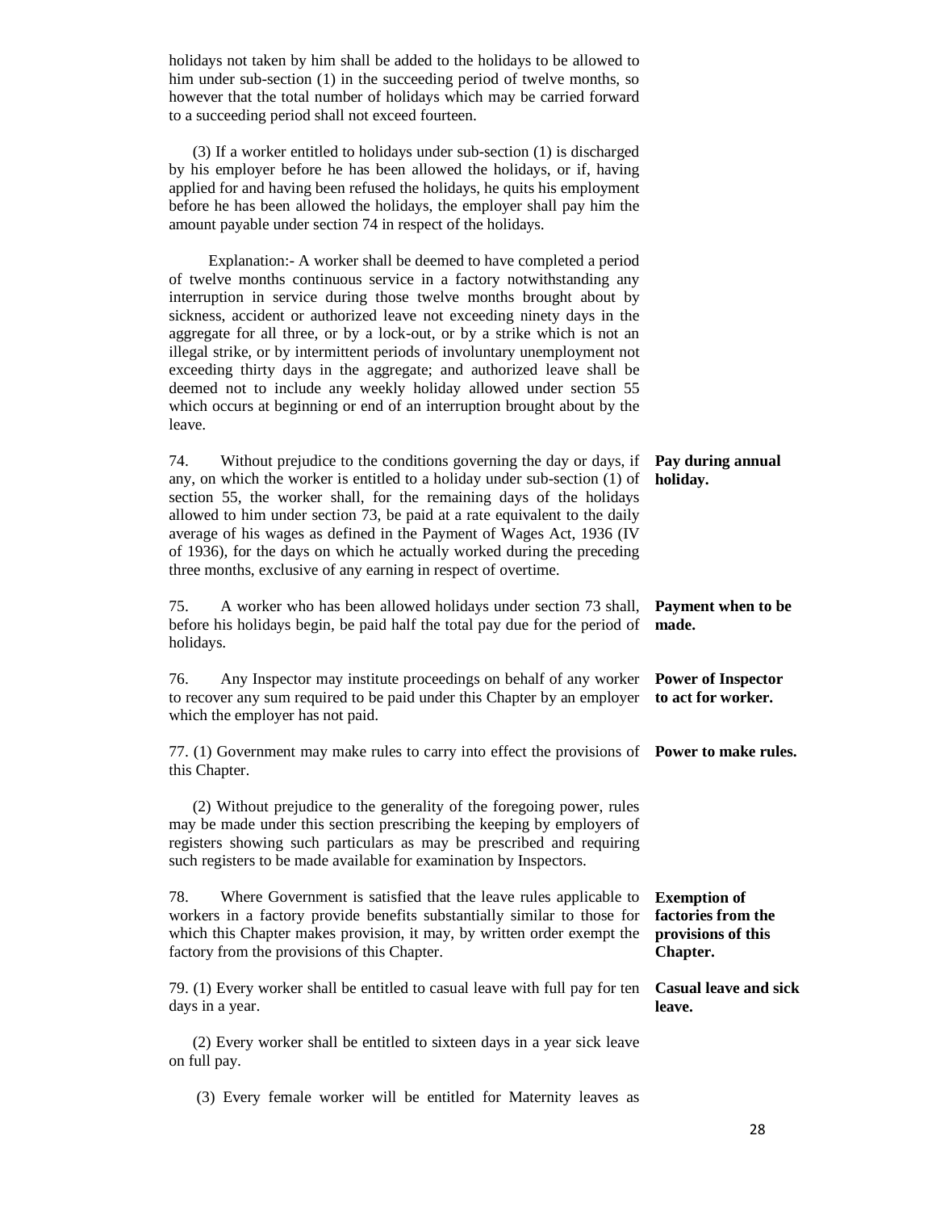holidays not taken by him shall be added to the holidays to be allowed to him under sub-section (1) in the succeeding period of twelve months, so however that the total number of holidays which may be carried forward to a succeeding period shall not exceed fourteen.

(3) If a worker entitled to holidays under sub-section (1) is discharged by his employer before he has been allowed the holidays, or if, having applied for and having been refused the holidays, he quits his employment before he has been allowed the holidays, the employer shall pay him the amount payable under section 74 in respect of the holidays.

Explanation:- A worker shall be deemed to have completed a period of twelve months continuous service in a factory notwithstanding any interruption in service during those twelve months brought about by sickness, accident or authorized leave not exceeding ninety days in the aggregate for all three, or by a lock-out, or by a strike which is not an illegal strike, or by intermittent periods of involuntary unemployment not exceeding thirty days in the aggregate; and authorized leave shall be deemed not to include any weekly holiday allowed under section 55 which occurs at beginning or end of an interruption brought about by the leave.

**Pay during annual holiday.**

74. Without prejudice to the conditions governing the day or days, if any, on which the worker is entitled to a holiday under sub-section (1) of section 55, the worker shall, for the remaining days of the holidays allowed to him under section 73, be paid at a rate equivalent to the daily average of his wages as defined in the Payment of Wages Act, 1936 (IV of 1936), for the days on which he actually worked during the preceding three months, exclusive of any earning in respect of overtime.

**Payment when to be made.**

75. A worker who has been allowed holidays under section 73 shall, before his holidays begin, be paid half the total pay due for the period of holidays.

**Power of Inspector to act for worker.**

76. Any Inspector may institute proceedings on behalf of any worker to recover any sum required to be paid under this Chapter by an employer which the employer has not paid.

**Power to make rules.**

77. (1) Government may make rules to carry into effect the provisions of this Chapter.

(2) Without prejudice to the generality of the foregoing power, rules may be made under this section prescribing the keeping by employers of registers showing such particulars as may be prescribed and requiring such registers to be made available for examination by Inspectors.

**Exemption of factories from the provisions of this Chapter.**

78. Where Government is satisfied that the leave rules applicable to workers in a factory provide benefits substantially similar to those for which this Chapter makes provision, it may, by written order exempt the factory from the provisions of this Chapter.

**Casual leave and sick leave.**

79. (1) Every worker shall be entitled to casual leave with full pay for ten days in a year.

(2) Every worker shall be entitled to sixteen days in a year sick leave on full pay.

(3) Every female worker will be entitled for Maternity leaves as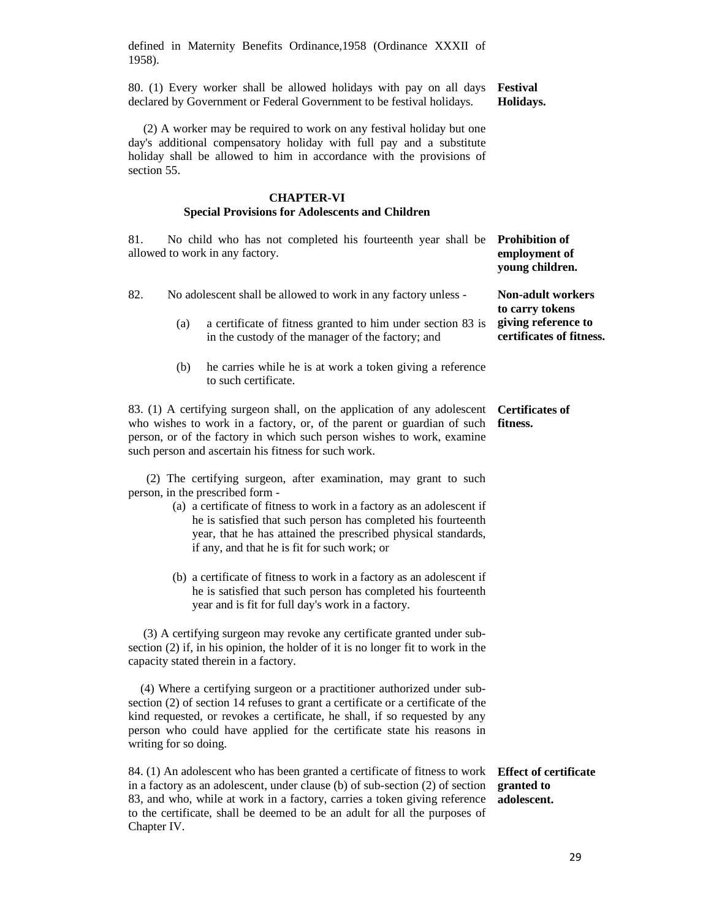defined in Maternity Benefits Ordinance,1958 (Ordinance XXXII of 1958).

**Festival Holidays.**

80. (1) Every worker shall be allowed holidays with pay on all days declared by Government or Federal Government to be festival holidays.

(2) A worker may be required to work on any festival holiday but one day's additional compensatory holiday with full pay and a substitute holiday shall be allowed to him in accordance with the provisions of section 55.

## CHAPTER-VI
## Special Provisions for Adolescents and Children

**Prohibition of employment of young children.**

81. No child who has not completed his fourteenth year shall be allowed to work in any factory.

**Non-adult workers to carry tokens giving reference to certificates of fitness.**

82. No adolescent shall be allowed to work in any factory unless -

(a) a certificate of fitness granted to him under section 83 is in the custody of the manager of the factory; and

(b) he carries while he is at work a token giving a reference to such certificate.

**Certificates of fitness.**

83. (1) A certifying surgeon shall, on the application of any adolescent who wishes to work in a factory, or, of the parent or guardian of such person, or of the factory in which such person wishes to work, examine such person and ascertain his fitness for such work.

(2) The certifying surgeon, after examination, may grant to such person, in the prescribed form -

(a) a certificate of fitness to work in a factory as an adolescent if he is satisfied that such person has completed his fourteenth year, that he has attained the prescribed physical standards, if any, and that he is fit for such work; or

(b) a certificate of fitness to work in a factory as an adolescent if he is satisfied that such person has completed his fourteenth year and is fit for full day's work in a factory.

(3) A certifying surgeon may revoke any certificate granted under sub-section (2) if, in his opinion, the holder of it is no longer fit to work in the capacity stated therein in a factory.

(4) Where a certifying surgeon or a practitioner authorized under sub-section (2) of section 14 refuses to grant a certificate or a certificate of the kind requested, or revokes a certificate, he shall, if so requested by any person who could have applied for the certificate state his reasons in writing for so doing.

**Effect of certificate granted to adolescent.**

84. (1) An adolescent who has been granted a certificate of fitness to work in a factory as an adolescent, under clause (b) of sub-section (2) of section 83, and who, while at work in a factory, carries a token giving reference to the certificate, shall be deemed to be an adult for all the purposes of Chapter IV.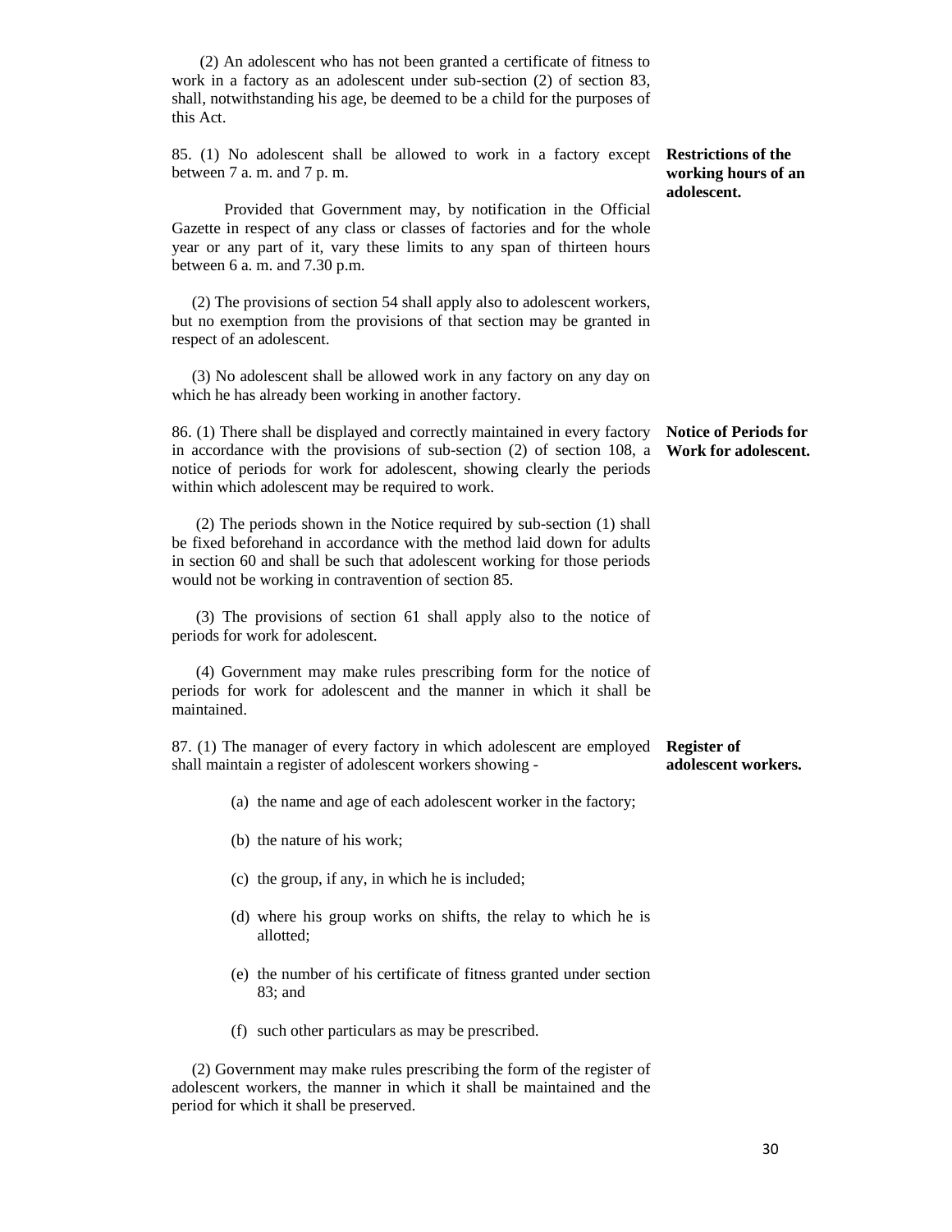(2) An adolescent who has not been granted a certificate of fitness to work in a factory as an adolescent under sub-section (2) of section 83, shall, notwithstanding his age, be deemed to be a child for the purposes of this Act.

**Restrictions of the working hours of an adolescent.**

85. (1) No adolescent shall be allowed to work in a factory except between 7 a. m. and 7 p. m.

Provided that Government may, by notification in the Official Gazette in respect of any class or classes of factories and for the whole year or any part of it, vary these limits to any span of thirteen hours between 6 a. m. and 7.30 p.m.

(2) The provisions of section 54 shall apply also to adolescent workers, but no exemption from the provisions of that section may be granted in respect of an adolescent.

(3) No adolescent shall be allowed work in any factory on any day on which he has already been working in another factory.

**Notice of Periods for Work for adolescent.**

86. (1) There shall be displayed and correctly maintained in every factory in accordance with the provisions of sub-section (2) of section 108, a notice of periods for work for adolescent, showing clearly the periods within which adolescent may be required to work.

(2) The periods shown in the Notice required by sub-section (1) shall be fixed beforehand in accordance with the method laid down for adults in section 60 and shall be such that adolescent working for those periods would not be working in contravention of section 85.

(3) The provisions of section 61 shall apply also to the notice of periods for work for adolescent.

(4) Government may make rules prescribing form for the notice of periods for work for adolescent and the manner in which it shall be maintained.

**Register of adolescent workers.**

87. (1) The manager of every factory in which adolescent are employed shall maintain a register of adolescent workers showing -

(a) the name and age of each adolescent worker in the factory;

(b) the nature of his work;

(c) the group, if any, in which he is included;

(d) where his group works on shifts, the relay to which he is allotted;

(e) the number of his certificate of fitness granted under section 83; and

(f) such other particulars as may be prescribed.

(2) Government may make rules prescribing the form of the register of adolescent workers, the manner in which it shall be maintained and the period for which it shall be preserved.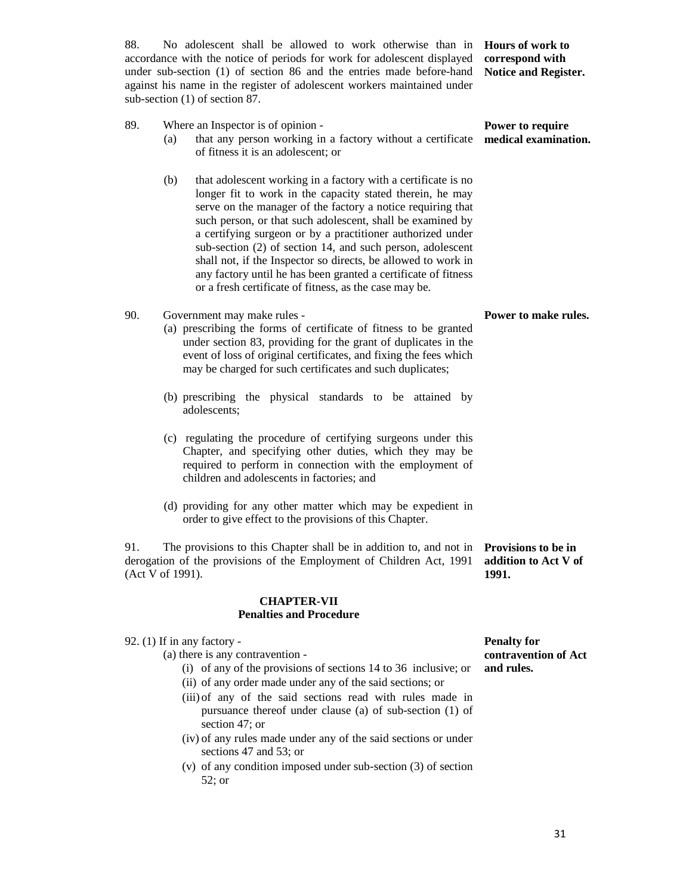88. No adolescent shall be allowed to work otherwise than in accordance with the notice of periods for work for adolescent displayed under sub-section (1) of section 86 and the entries made before-hand against his name in the register of adolescent workers maintained under sub-section (1) of section 87.

**Hours of work to correspond with Notice and Register.**

89. Where an Inspector is of opinion -

(a) that any person working in a factory without a certificate of fitness it is an adolescent; or

(b) that adolescent working in a factory with a certificate is no longer fit to work in the capacity stated therein, he may serve on the manager of the factory a notice requiring that such person, or that such adolescent, shall be examined by a certifying surgeon or by a practitioner authorized under sub-section (2) of section 14, and such person, adolescent shall not, if the Inspector so directs, be allowed to work in any factory until he has been granted a certificate of fitness or a fresh certificate of fitness, as the case may be.

**Power to require medical examination.**

90. Government may make rules -

(a) prescribing the forms of certificate of fitness to be granted under section 83, providing for the grant of duplicates in the event of loss of original certificates, and fixing the fees which may be charged for such certificates and such duplicates;

(b) prescribing the physical standards to be attained by adolescents;

(c) regulating the procedure of certifying surgeons under this Chapter, and specifying other duties, which they may be required to perform in connection with the employment of children and adolescents in factories; and

(d) providing for any other matter which may be expedient in order to give effect to the provisions of this Chapter.

**Power to make rules.**

91. The provisions to this Chapter shall be in addition to, and not in derogation of the provisions of the Employment of Children Act, 1991 (Act V of 1991).

**Provisions to be in addition to Act V of 1991.**

## CHAPTER-VII
## Penalties and Procedure

92. (1) If in any factory -

(a) there is any contravention -

(i) of any of the provisions of sections 14 to 36 inclusive; or

(ii) of any order made under any of the said sections; or

(iii) of any of the said sections read with rules made in pursuance thereof under clause (a) of sub-section (1) of section 47; or

(iv) of any rules made under any of the said sections or under sections 47 and 53; or

(v) of any condition imposed under sub-section (3) of section 52; or

**Penalty for contravention of Act and rules.**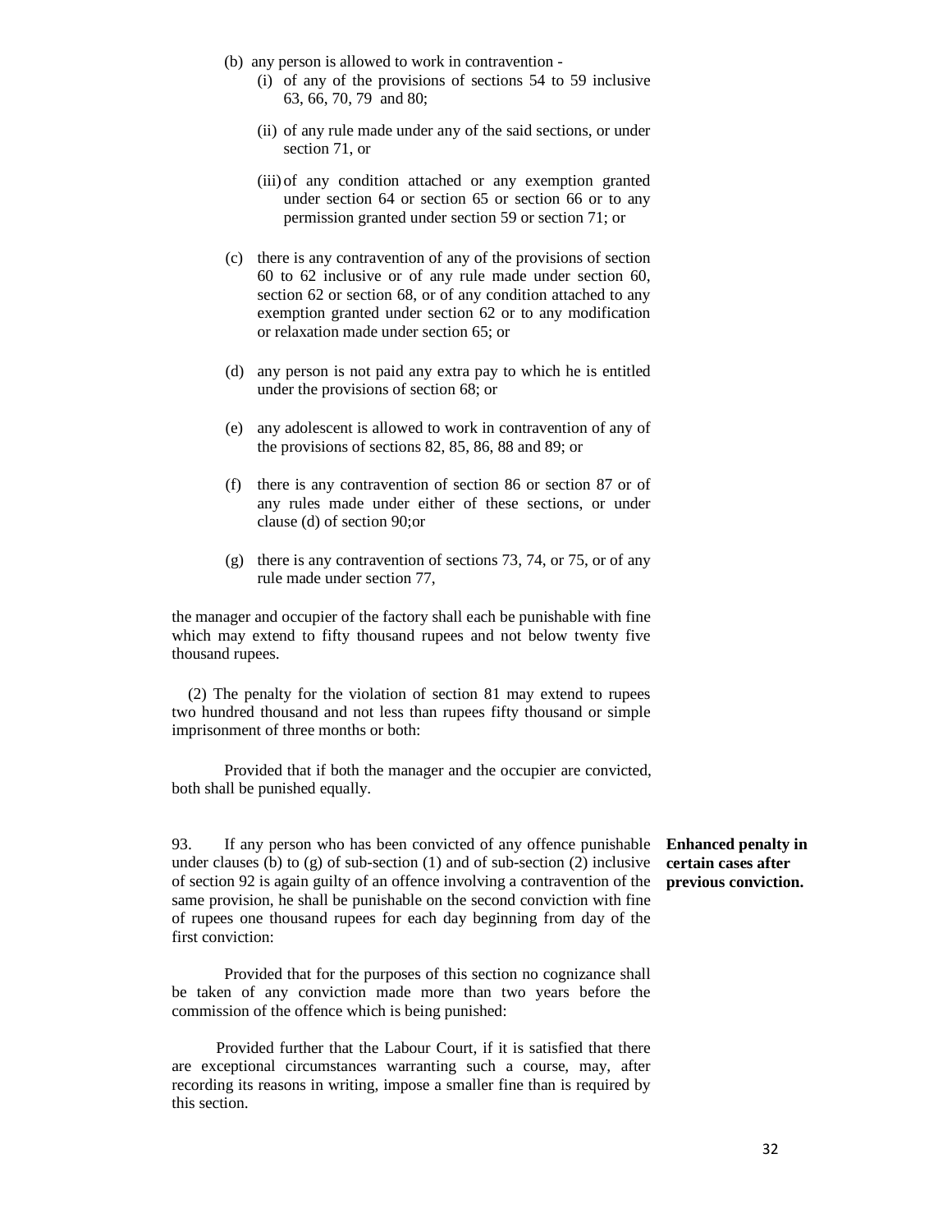(b) any person is allowed to work in contravention -

  (i) of any of the provisions of sections 54 to 59 inclusive 63, 66, 70, 79 and 80;

  (ii) of any rule made under any of the said sections, or under section 71, or

  (iii) of any condition attached or any exemption granted under section 64 or section 65 or section 66 or to any permission granted under section 59 or section 71; or

(c) there is any contravention of any of the provisions of section 60 to 62 inclusive or of any rule made under section 60, section 62 or section 68, or of any condition attached to any exemption granted under section 62 or to any modification or relaxation made under section 65; or

(d) any person is not paid any extra pay to which he is entitled under the provisions of section 68; or

(e) any adolescent is allowed to work in contravention of any of the provisions of sections 82, 85, 86, 88 and 89; or

(f) there is any contravention of section 86 or section 87 or of any rules made under either of these sections, or under clause (d) of section 90;or

(g) there is any contravention of sections 73, 74, or 75, or of any rule made under section 77,

the manager and occupier of the factory shall each be punishable with fine which may extend to fifty thousand rupees and not below twenty five thousand rupees.

(2) The penalty for the violation of section 81 may extend to rupees two hundred thousand and not less than rupees fifty thousand or simple imprisonment of three months or both:

Provided that if both the manager and the occupier are convicted, both shall be punished equally.

**Enhanced penalty in certain cases after previous conviction.**

93. If any person who has been convicted of any offence punishable under clauses (b) to (g) of sub-section (1) and of sub-section (2) inclusive of section 92 is again guilty of an offence involving a contravention of the same provision, he shall be punishable on the second conviction with fine of rupees one thousand rupees for each day beginning from day of the first conviction:

Provided that for the purposes of this section no cognizance shall be taken of any conviction made more than two years before the commission of the offence which is being punished:

Provided further that the Labour Court, if it is satisfied that there are exceptional circumstances warranting such a course, may, after recording its reasons in writing, impose a smaller fine than is required by this section.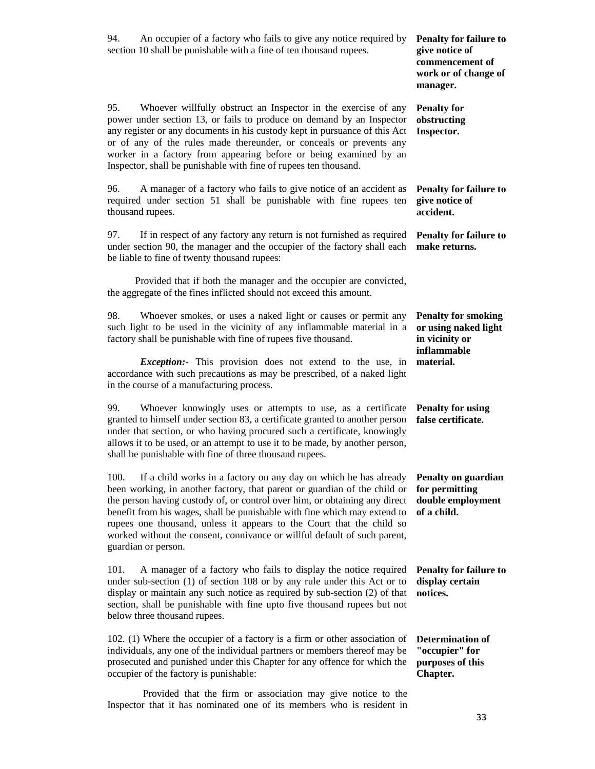94. An occupier of a factory who fails to give any notice required by section 10 shall be punishable with a fine of ten thousand rupees.

**Penalty for failure to give notice of commencement of work or of change of manager.**

95. Whoever willfully obstruct an Inspector in the exercise of any power under section 13, or fails to produce on demand by an Inspector any register or any documents in his custody kept in pursuance of this Act or of any of the rules made thereunder, or conceals or prevents any worker in a factory from appearing before or being examined by an Inspector, shall be punishable with fine of rupees ten thousand.

**Penalty for obstructing Inspector.**

96. A manager of a factory who fails to give notice of an accident as required under section 51 shall be punishable with fine rupees ten thousand rupees.

**Penalty for failure to give notice of accident.**

97. If in respect of any factory any return is not furnished as required under section 90, the manager and the occupier of the factory shall each be liable to fine of twenty thousand rupees:

**Penalty for failure to make returns.**

Provided that if both the manager and the occupier are convicted, the aggregate of the fines inflicted should not exceed this amount.

98. Whoever smokes, or uses a naked light or causes or permit any such light to be used in the vicinity of any inflammable material in a factory shall be punishable with fine of rupees five thousand.

**Penalty for smoking or using naked light in vicinity or inflammable material.**

***Exception:-*** This provision does not extend to the use, in accordance with such precautions as may be prescribed, of a naked light in the course of a manufacturing process.

99. Whoever knowingly uses or attempts to use, as a certificate granted to himself under section 83, a certificate granted to another person under that section, or who having procured such a certificate, knowingly allows it to be used, or an attempt to use it to be made, by another person, shall be punishable with fine of three thousand rupees.

**Penalty for using false certificate.**

100. If a child works in a factory on any day on which he has already been working, in another factory, that parent or guardian of the child or the person having custody of, or control over him, or obtaining any direct benefit from his wages, shall be punishable with fine which may extend to rupees one thousand, unless it appears to the Court that the child so worked without the consent, connivance or willful default of such parent, guardian or person.

**Penalty on guardian for permitting double employment of a child.**

101. A manager of a factory who fails to display the notice required under sub-section (1) of section 108 or by any rule under this Act or to display or maintain any such notice as required by sub-section (2) of that section, shall be punishable with fine upto five thousand rupees but not below three thousand rupees.

**Penalty for failure to display certain notices.**

102. (1) Where the occupier of a factory is a firm or other association of individuals, any one of the individual partners or members thereof may be prosecuted and punished under this Chapter for any offence for which the occupier of the factory is punishable:

**Determination of "occupier" for purposes of this Chapter.**

Provided that the firm or association may give notice to the Inspector that it has nominated one of its members who is resident in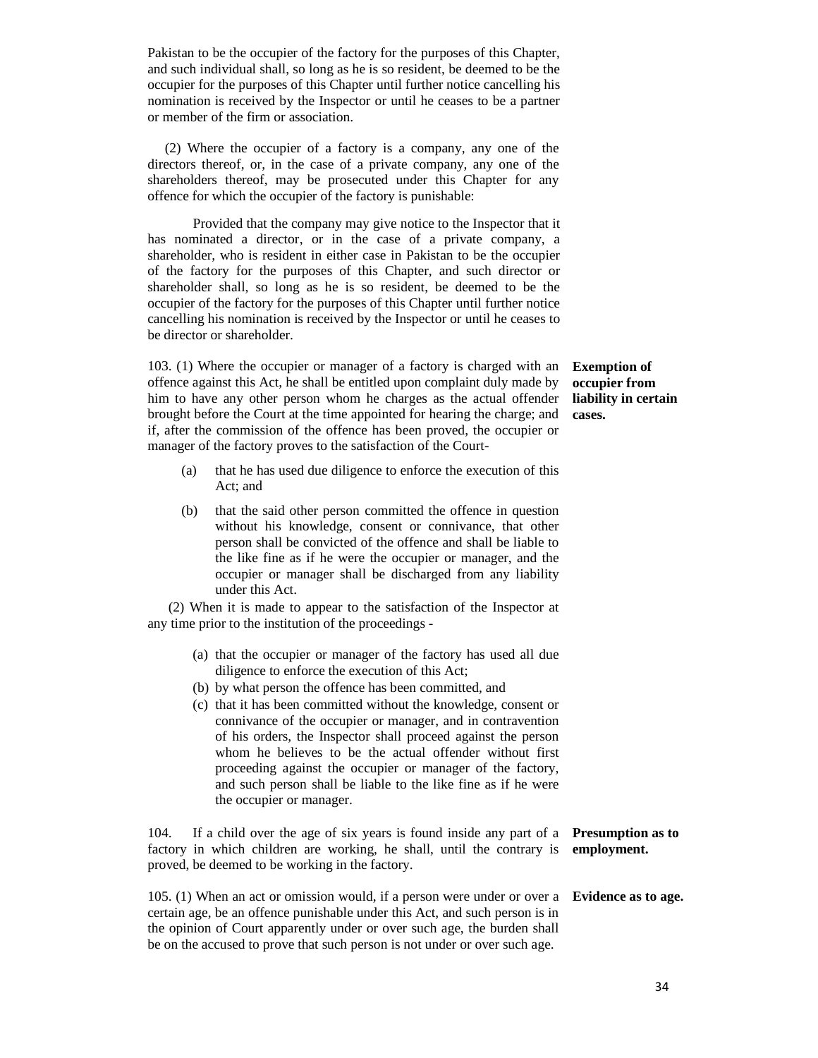Pakistan to be the occupier of the factory for the purposes of this Chapter, and such individual shall, so long as he is so resident, be deemed to be the occupier for the purposes of this Chapter until further notice cancelling his nomination is received by the Inspector or until he ceases to be a partner or member of the firm or association.

(2) Where the occupier of a factory is a company, any one of the directors thereof, or, in the case of a private company, any one of the shareholders thereof, may be prosecuted under this Chapter for any offence for which the occupier of the factory is punishable:

Provided that the company may give notice to the Inspector that it has nominated a director, or in the case of a private company, a shareholder, who is resident in either case in Pakistan to be the occupier of the factory for the purposes of this Chapter, and such director or shareholder shall, so long as he is so resident, be deemed to be the occupier of the factory for the purposes of this Chapter until further notice cancelling his nomination is received by the Inspector or until he ceases to be director or shareholder.

**Exemption of occupier from liability in certain cases.**

103. (1) Where the occupier or manager of a factory is charged with an offence against this Act, he shall be entitled upon complaint duly made by him to have any other person whom he charges as the actual offender brought before the Court at the time appointed for hearing the charge; and if, after the commission of the offence has been proved, the occupier or manager of the factory proves to the satisfaction of the Court-

(a) that he has used due diligence to enforce the execution of this Act; and

(b) that the said other person committed the offence in question without his knowledge, consent or connivance, that other person shall be convicted of the offence and shall be liable to the like fine as if he were the occupier or manager, and the occupier or manager shall be discharged from any liability under this Act.

(2) When it is made to appear to the satisfaction of the Inspector at any time prior to the institution of the proceedings -

(a) that the occupier or manager of the factory has used all due diligence to enforce the execution of this Act;

(b) by what person the offence has been committed, and

(c) that it has been committed without the knowledge, consent or connivance of the occupier or manager, and in contravention of his orders, the Inspector shall proceed against the person whom he believes to be the actual offender without first proceeding against the occupier or manager of the factory, and such person shall be liable to the like fine as if he were the occupier or manager.

**Presumption as to employment.**

104. If a child over the age of six years is found inside any part of a factory in which children are working, he shall, until the contrary is proved, be deemed to be working in the factory.

**Evidence as to age.**

105. (1) When an act or omission would, if a person were under or over a certain age, be an offence punishable under this Act, and such person is in the opinion of Court apparently under or over such age, the burden shall be on the accused to prove that such person is not under or over such age.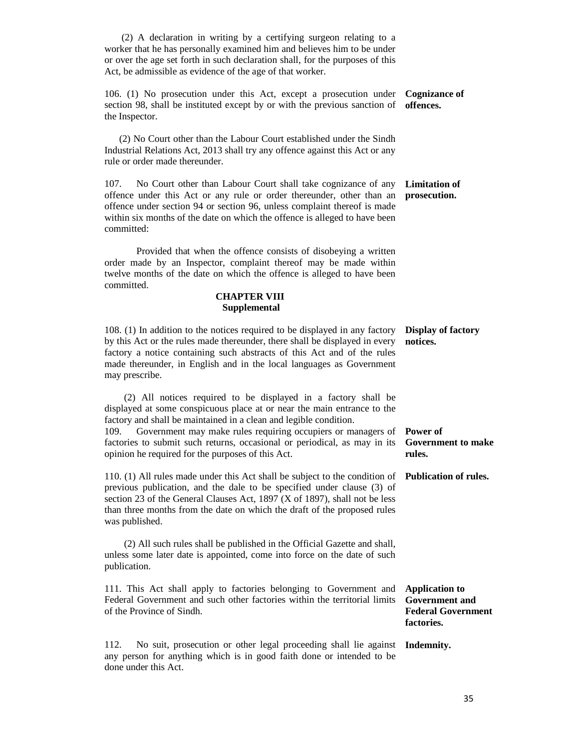(2) A declaration in writing by a certifying surgeon relating to a worker that he has personally examined him and believes him to be under or over the age set forth in such declaration shall, for the purposes of this Act, be admissible as evidence of the age of that worker.

**Cognizance of offences.**

106. (1) No prosecution under this Act, except a prosecution under section 98, shall be instituted except by or with the previous sanction of the Inspector.

(2) No Court other than the Labour Court established under the Sindh Industrial Relations Act, 2013 shall try any offence against this Act or any rule or order made thereunder.

**Limitation of prosecution.**

107. No Court other than Labour Court shall take cognizance of any offence under this Act or any rule or order thereunder, other than an offence under section 94 or section 96, unless complaint thereof is made within six months of the date on which the offence is alleged to have been committed:

Provided that when the offence consists of disobeying a written order made by an Inspector, complaint thereof may be made within twelve months of the date on which the offence is alleged to have been committed.

## CHAPTER VIII
## Supplemental

**Display of factory notices.**

108. (1) In addition to the notices required to be displayed in any factory by this Act or the rules made thereunder, there shall be displayed in every factory a notice containing such abstracts of this Act and of the rules made thereunder, in English and in the local languages as Government may prescribe.

(2) All notices required to be displayed in a factory shall be displayed at some conspicuous place at or near the main entrance to the factory and shall be maintained in a clean and legible condition.

**Power of Government to make rules.**

109. Government may make rules requiring occupiers or managers of factories to submit such returns, occasional or periodical, as may in its opinion he required for the purposes of this Act.

**Publication of rules.**

110. (1) All rules made under this Act shall be subject to the condition of previous publication, and the dale to be specified under clause (3) of section 23 of the General Clauses Act, 1897 (X of 1897), shall not be less than three months from the date on which the draft of the proposed rules was published.

(2) All such rules shall be published in the Official Gazette and shall, unless some later date is appointed, come into force on the date of such publication.

**Application to Government and Federal Government factories.**

111. This Act shall apply to factories belonging to Government and Federal Government and such other factories within the territorial limits of the Province of Sindh.

**Indemnity.**

112. No suit, prosecution or other legal proceeding shall lie against any person for anything which is in good faith done or intended to be done under this Act.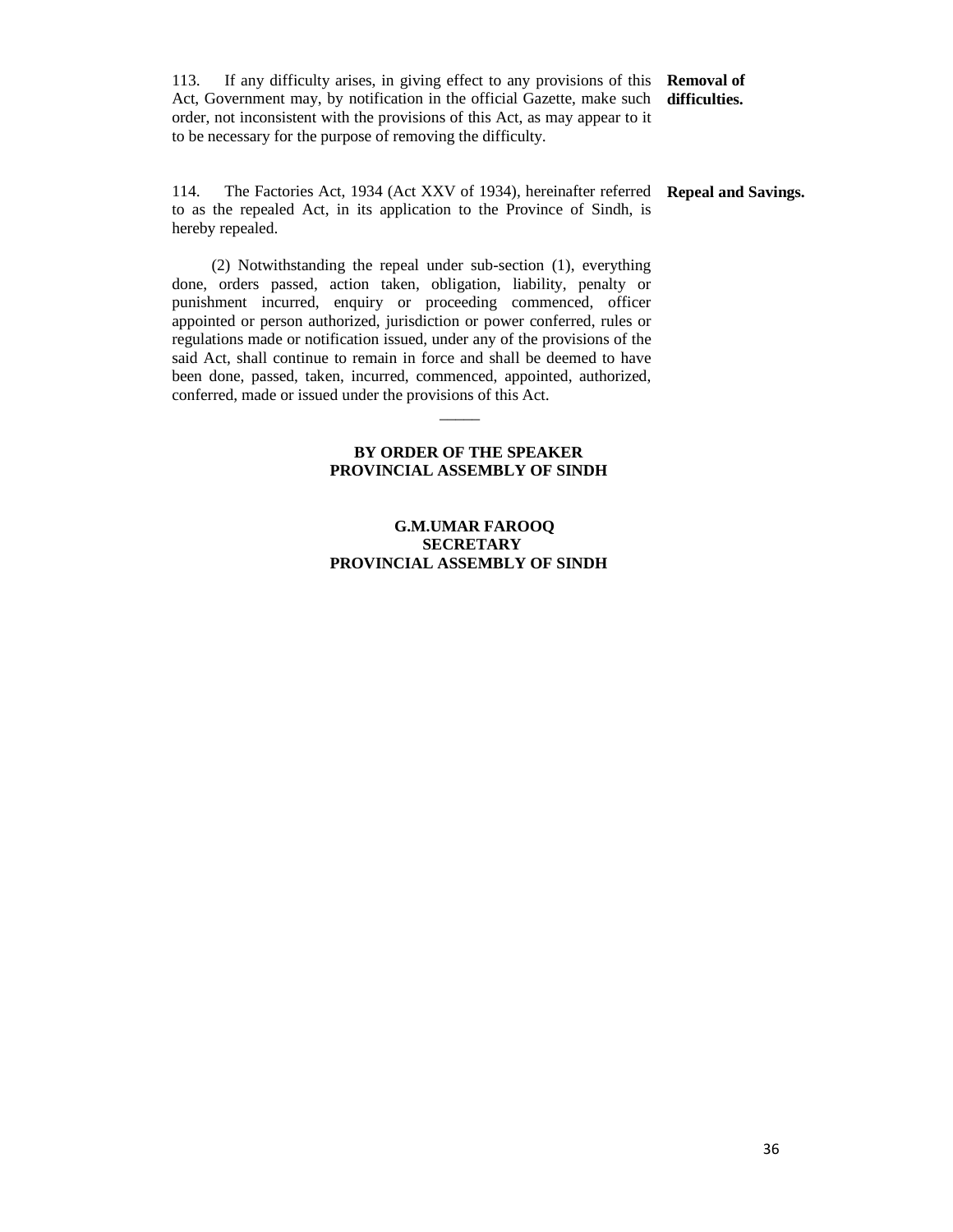113. If any difficulty arises, in giving effect to any provisions of this Act, Government may, by notification in the official Gazette, make such order, not inconsistent with the provisions of this Act, as may appear to it to be necessary for the purpose of removing the difficulty. **Removal of difficulties.**

114. The Factories Act, 1934 (Act XXV of 1934), hereinafter referred to as the repealed Act, in its application to the Province of Sindh, is hereby repealed. **Repeal and Savings.**

(2) Notwithstanding the repeal under sub-section (1), everything done, orders passed, action taken, obligation, liability, penalty or punishment incurred, enquiry or proceeding commenced, officer appointed or person authorized, jurisdiction or power conferred, rules or regulations made or notification issued, under any of the provisions of the said Act, shall continue to remain in force and shall be deemed to have been done, passed, taken, incurred, commenced, appointed, authorized, conferred, made or issued under the provisions of this Act.

\_\_\_\_\_

**BY ORDER OF THE SPEAKER**
**PROVINCIAL ASSEMBLY OF SINDH**

**G.M.UMAR FAROOQ**
**SECRETARY**
**PROVINCIAL ASSEMBLY OF SINDH**